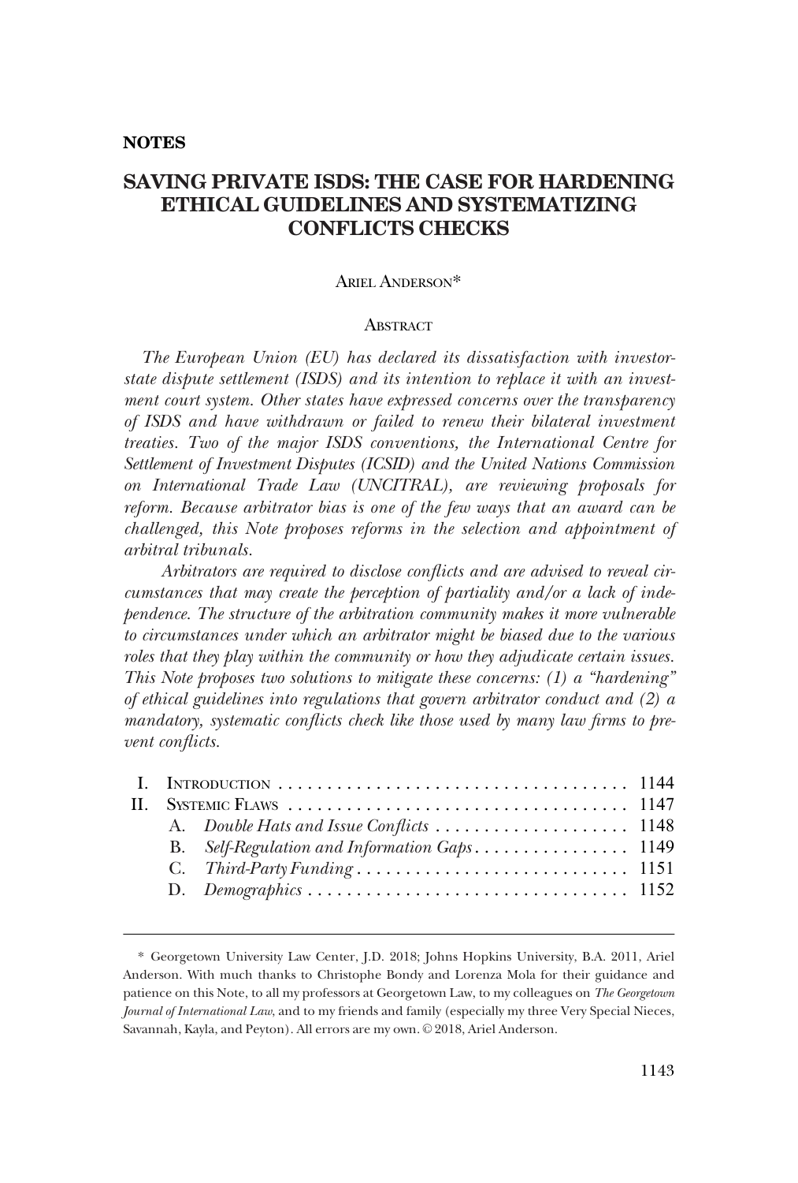**NOTES**

# SAVING PRIVATE ISDS: THE CASE FOR HARDENING ETHICAL GUIDELINES AND SYSTEMATIZING CONFLICTS CHECKS

Ariel Anderson*

## Abstract

*The European Union (EU) has declared its dissatisfaction with investor-state dispute settlement (ISDS) and its intention to replace it with an investment court system. Other states have expressed concerns over the transparency of ISDS and have withdrawn or failed to renew their bilateral investment treaties. Two of the major ISDS conventions, the International Centre for Settlement of Investment Disputes (ICSID) and the United Nations Commission on International Trade Law (UNCITRAL), are reviewing proposals for reform. Because arbitrator bias is one of the few ways that an award can be challenged, this Note proposes reforms in the selection and appointment of arbitral tribunals.*

*Arbitrators are required to disclose conflicts and are advised to reveal circumstances that may create the perception of partiality and/or a lack of independence. The structure of the arbitration community makes it more vulnerable to circumstances under which an arbitrator might be biased due to the various roles that they play within the community or how they adjudicate certain issues. This Note proposes two solutions to mitigate these concerns: (1) a "hardening" of ethical guidelines into regulations that govern arbitrator conduct and (2) a mandatory, systematic conflicts check like those used by many law firms to prevent conflicts.*

| | | |
|---|---|---|
| I. | Introduction | 1144 |
| II. | Systemic Flaws | 1147 |
| | A. *Double Hats and Issue Conflicts* | 1148 |
| | B. *Self-Regulation and Information Gaps* | 1149 |
| | C. *Third-Party Funding* | 1151 |
| | D. *Demographics* | 1152 |

---

\* Georgetown University Law Center, J.D. 2018; Johns Hopkins University, B.A. 2011, Ariel Anderson. With much thanks to Christophe Bondy and Lorenza Mola for their guidance and patience on this Note, to all my professors at Georgetown Law, to my colleagues on *The Georgetown Journal of International Law*, and to my friends and family (especially my three Very Special Nieces, Savannah, Kayla, and Peyton). All errors are my own. © 2018, Ariel Anderson.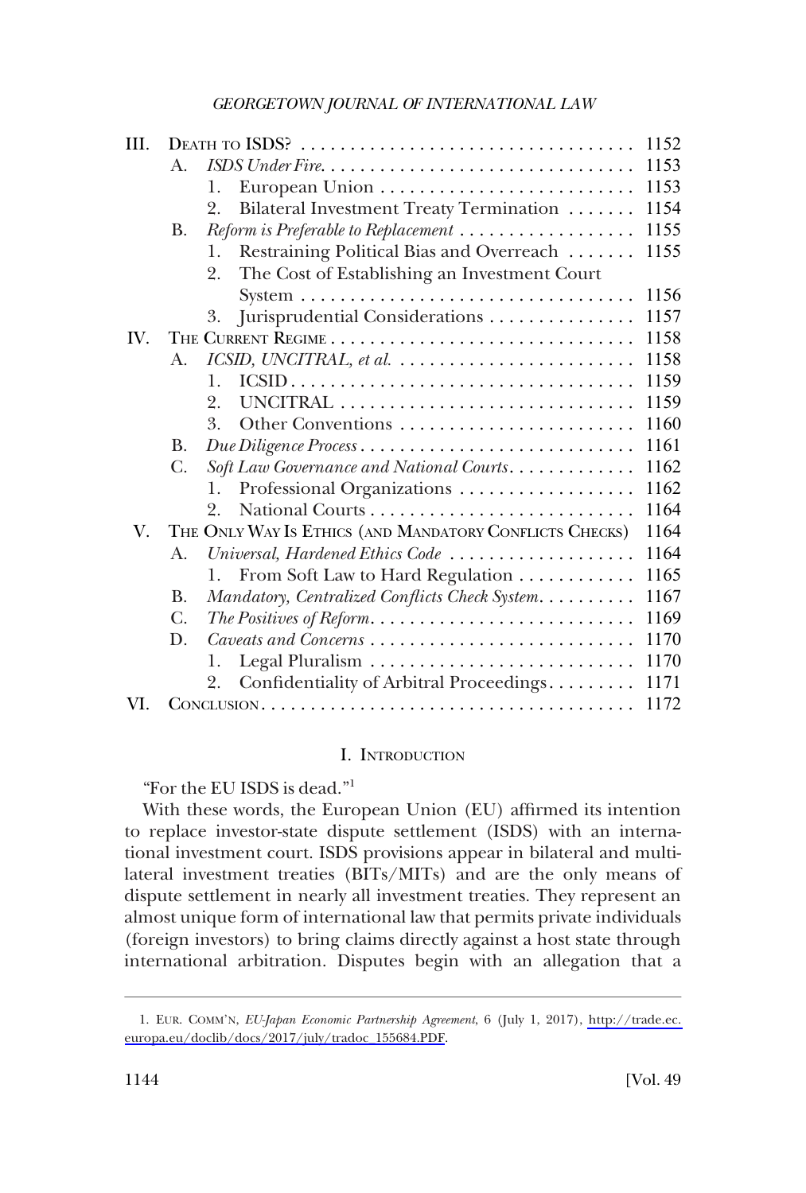| | | | |
|---|---|---|---|
| III. | DEATH TO ISDS? | | 1152 |
| | A. | *ISDS Under Fire* | 1153 |
| | | 1. European Union | 1153 |
| | | 2. Bilateral Investment Treaty Termination | 1154 |
| | B. | *Reform is Preferable to Replacement* | 1155 |
| | | 1. Restraining Political Bias and Overreach | 1155 |
| | | 2. The Cost of Establishing an Investment Court System | 1156 |
| | | 3. Jurisprudential Considerations | 1157 |
| IV. | THE CURRENT REGIME | | 1158 |
| | A. | *ICSID, UNCITRAL, et al.* | 1158 |
| | | 1. ICSID | 1159 |
| | | 2. UNCITRAL | 1159 |
| | | 3. Other Conventions | 1160 |
| | B. | *Due Diligence Process* | 1161 |
| | C. | *Soft Law Governance and National Courts* | 1162 |
| | | 1. Professional Organizations | 1162 |
| | | 2. National Courts | 1164 |
| V. | THE ONLY WAY IS ETHICS (AND MANDATORY CONFLICTS CHECKS) | | 1164 |
| | A. | *Universal, Hardened Ethics Code* | 1164 |
| | | 1. From Soft Law to Hard Regulation | 1165 |
| | B. | *Mandatory, Centralized Conflicts Check System* | 1167 |
| | C. | *The Positives of Reform* | 1169 |
| | D. | *Caveats and Concerns* | 1170 |
| | | 1. Legal Pluralism | 1170 |
| | | 2. Confidentiality of Arbitral Proceedings | 1171 |
| VI. | CONCLUSION | | 1172 |

## I. INTRODUCTION

"For the EU ISDS is dead."[1]

With these words, the European Union (EU) affirmed its intention to replace investor-state dispute settlement (ISDS) with an international investment court. ISDS provisions appear in bilateral and multilateral investment treaties (BITs/MITs) and are the only means of dispute settlement in nearly all investment treaties. They represent an almost unique form of international law that permits private individuals (foreign investors) to bring claims directly against a host state through international arbitration. Disputes begin with an allegation that a

---

1. EUR. COMM'N, *EU-Japan Economic Partnership Agreement*, 6 (July 1, 2017), http://trade.ec.europa.eu/doclib/docs/2017/july/tradoc_155684.PDF.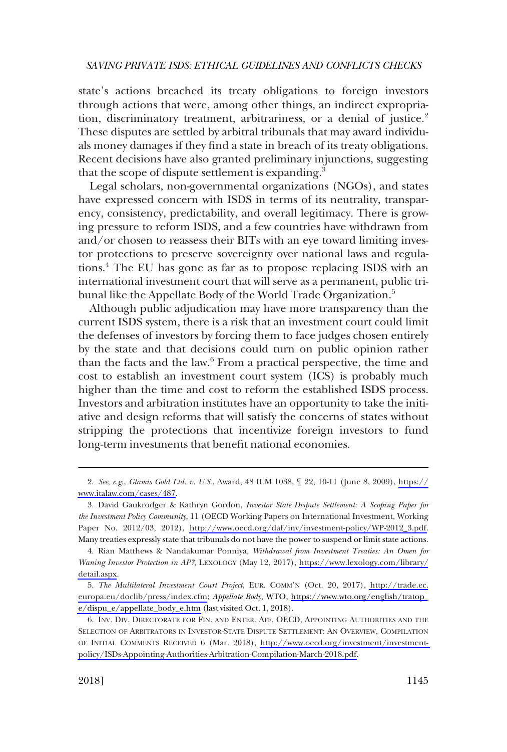state's actions breached its treaty obligations to foreign investors through actions that were, among other things, an indirect expropriation, discriminatory treatment, arbitrariness, or a denial of justice.[2] These disputes are settled by arbitral tribunals that may award individuals money damages if they find a state in breach of its treaty obligations. Recent decisions have also granted preliminary injunctions, suggesting that the scope of dispute settlement is expanding.[3]

Legal scholars, non-governmental organizations (NGOs), and states have expressed concern with ISDS in terms of its neutrality, transparency, consistency, predictability, and overall legitimacy. There is growing pressure to reform ISDS, and a few countries have withdrawn from and/or chosen to reassess their BITs with an eye toward limiting investor protections to preserve sovereignty over national laws and regulations.[4] The EU has gone as far as to propose replacing ISDS with an international investment court that will serve as a permanent, public tribunal like the Appellate Body of the World Trade Organization.[5]

Although public adjudication may have more transparency than the current ISDS system, there is a risk that an investment court could limit the defenses of investors by forcing them to face judges chosen entirely by the state and that decisions could turn on public opinion rather than the facts and the law.[6] From a practical perspective, the time and cost to establish an investment court system (ICS) is probably much higher than the time and cost to reform the established ISDS process. Investors and arbitration institutes have an opportunity to take the initiative and design reforms that will satisfy the concerns of states without stripping the protections that incentivize foreign investors to fund long-term investments that benefit national economies.

---

2. *See, e.g.*, *Glamis Gold Ltd. v. U.S.*, Award, 48 ILM 1038, ¶ 22, 10-11 (June 8, 2009), https://www.italaw.com/cases/487.

3. David Gaukrodger & Kathryn Gordon, *Investor State Dispute Settlement: A Scoping Paper for the Investment Policy Community*, 11 (OECD Working Papers on International Investment, Working Paper No. 2012/03, 2012), http://www.oecd.org/daf/inv/investment-policy/WP-2012_3.pdf. Many treaties expressly state that tribunals do not have the power to suspend or limit state actions.

4. Rian Matthews & Nandakumar Ponniya, *Withdrawal from Investment Treaties: An Omen for Waning Investor Protection in AP?*, LEXOLOGY (May 12, 2017), https://www.lexology.com/library/detail.aspx.

5. *The Multilateral Investment Court Project*, EUR. COMM'N (Oct. 20, 2017), http://trade.ec.europa.eu/doclib/press/index.cfm; *Appellate Body*, WTO, https://www.wto.org/english/tratop_e/dispu_e/appellate_body_e.htm (last visited Oct. 1, 2018).

6. INV. DIV. DIRECTORATE FOR FIN. AND ENTER. AFF. OECD, APPOINTING AUTHORITIES AND THE SELECTION OF ARBITRATORS IN INVESTOR-STATE DISPUTE SETTLEMENT: AN OVERVIEW, COMPILATION OF INITIAL COMMENTS RECEIVED 6 (Mar. 2018), http://www.oecd.org/investment/investment-policy/ISDs-Appointing-Authorities-Arbitration-Compilation-March-2018.pdf.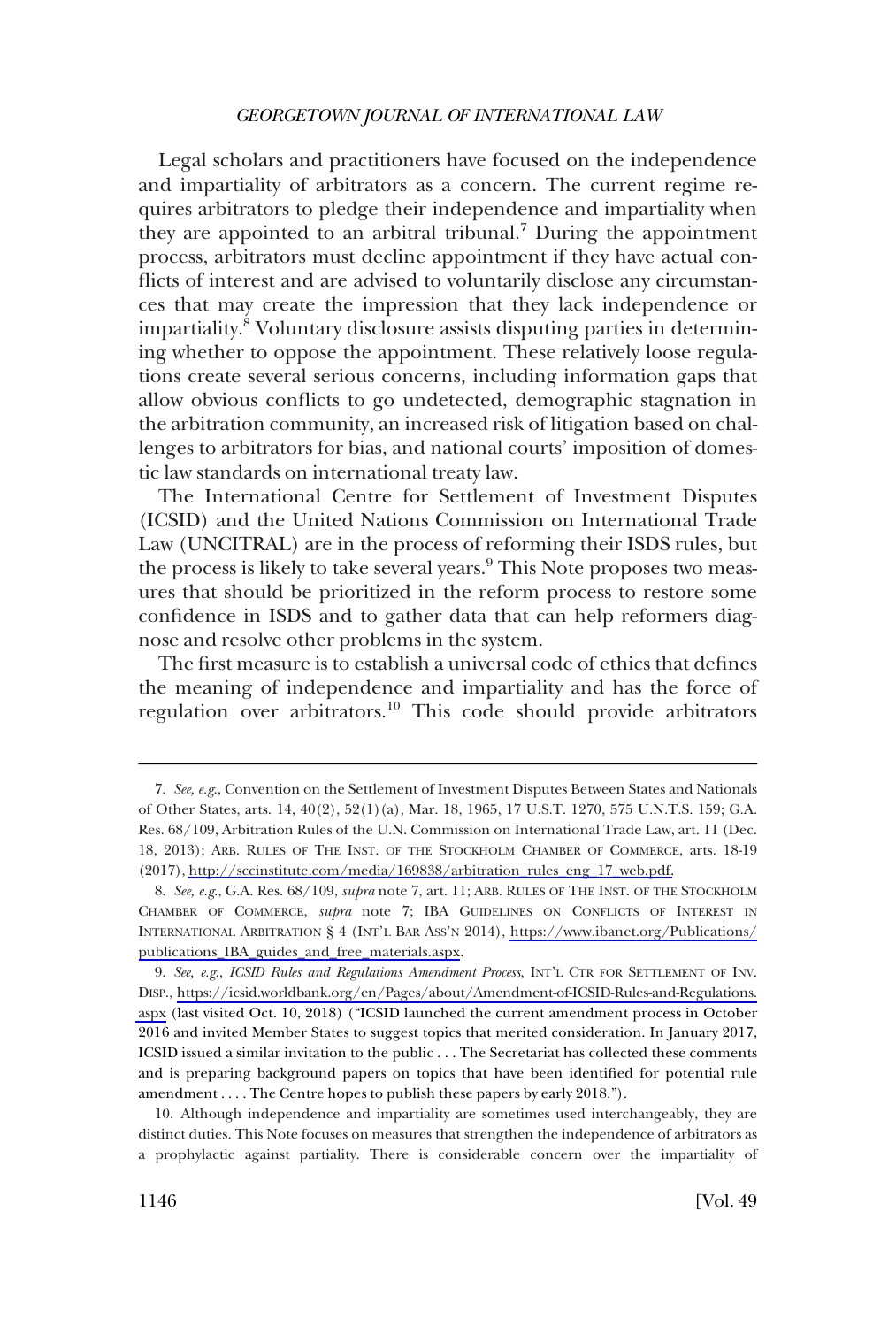Legal scholars and practitioners have focused on the independence and impartiality of arbitrators as a concern. The current regime requires arbitrators to pledge their independence and impartiality when they are appointed to an arbitral tribunal.[7] During the appointment process, arbitrators must decline appointment if they have actual conflicts of interest and are advised to voluntarily disclose any circumstances that may create the impression that they lack independence or impartiality.[8] Voluntary disclosure assists disputing parties in determining whether to oppose the appointment. These relatively loose regulations create several serious concerns, including information gaps that allow obvious conflicts to go undetected, demographic stagnation in the arbitration community, an increased risk of litigation based on challenges to arbitrators for bias, and national courts' imposition of domestic law standards on international treaty law.

The International Centre for Settlement of Investment Disputes (ICSID) and the United Nations Commission on International Trade Law (UNCITRAL) are in the process of reforming their ISDS rules, but the process is likely to take several years.[9] This Note proposes two measures that should be prioritized in the reform process to restore some confidence in ISDS and to gather data that can help reformers diagnose and resolve other problems in the system.

The first measure is to establish a universal code of ethics that defines the meaning of independence and impartiality and has the force of regulation over arbitrators.[10] This code should provide arbitrators

---

7. *See, e.g.*, Convention on the Settlement of Investment Disputes Between States and Nationals of Other States, arts. 14, 40(2), 52(1)(a), Mar. 18, 1965, 17 U.S.T. 1270, 575 U.N.T.S. 159; G.A. Res. 68/109, Arbitration Rules of the U.N. Commission on International Trade Law, art. 11 (Dec. 18, 2013); ARB. RULES OF THE INST. OF THE STOCKHOLM CHAMBER OF COMMERCE, arts. 18-19 (2017), http://sccinstitute.com/media/169838/arbitration_rules_eng_17_web.pdf.

8. *See, e.g.*, G.A. Res. 68/109, *supra* note 7, art. 11; ARB. RULES OF THE INST. OF THE STOCKHOLM CHAMBER OF COMMERCE, *supra* note 7; IBA GUIDELINES ON CONFLICTS OF INTEREST IN INTERNATIONAL ARBITRATION § 4 (INT'L BAR ASS'N 2014), https://www.ibanet.org/Publications/publications_IBA_guides_and_free_materials.aspx.

9. *See, e.g.*, *ICSID Rules and Regulations Amendment Process*, INT'L CTR FOR SETTLEMENT OF INV. DISP., https://icsid.worldbank.org/en/Pages/about/Amendment-of-ICSID-Rules-and-Regulations.aspx (last visited Oct. 10, 2018) ("ICSID launched the current amendment process in October 2016 and invited Member States to suggest topics that merited consideration. In January 2017, ICSID issued a similar invitation to the public . . . The Secretariat has collected these comments and is preparing background papers on topics that have been identified for potential rule amendment . . . . The Centre hopes to publish these papers by early 2018.").

10. Although independence and impartiality are sometimes used interchangeably, they are distinct duties. This Note focuses on measures that strengthen the independence of arbitrators as a prophylactic against partiality. There is considerable concern over the impartiality of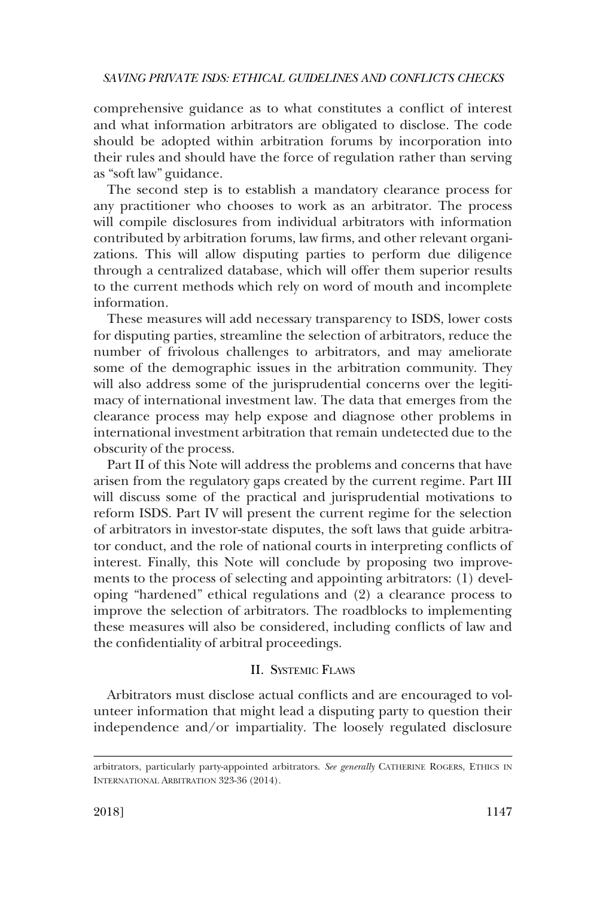comprehensive guidance as to what constitutes a conflict of interest and what information arbitrators are obligated to disclose. The code should be adopted within arbitration forums by incorporation into their rules and should have the force of regulation rather than serving as "soft law" guidance.

The second step is to establish a mandatory clearance process for any practitioner who chooses to work as an arbitrator. The process will compile disclosures from individual arbitrators with information contributed by arbitration forums, law firms, and other relevant organizations. This will allow disputing parties to perform due diligence through a centralized database, which will offer them superior results to the current methods which rely on word of mouth and incomplete information.

These measures will add necessary transparency to ISDS, lower costs for disputing parties, streamline the selection of arbitrators, reduce the number of frivolous challenges to arbitrators, and may ameliorate some of the demographic issues in the arbitration community. They will also address some of the jurisprudential concerns over the legitimacy of international investment law. The data that emerges from the clearance process may help expose and diagnose other problems in international investment arbitration that remain undetected due to the obscurity of the process.

Part II of this Note will address the problems and concerns that have arisen from the regulatory gaps created by the current regime. Part III will discuss some of the practical and jurisprudential motivations to reform ISDS. Part IV will present the current regime for the selection of arbitrators in investor-state disputes, the soft laws that guide arbitrator conduct, and the role of national courts in interpreting conflicts of interest. Finally, this Note will conclude by proposing two improvements to the process of selecting and appointing arbitrators: (1) developing "hardened" ethical regulations and (2) a clearance process to improve the selection of arbitrators. The roadblocks to implementing these measures will also be considered, including conflicts of law and the confidentiality of arbitral proceedings.

## II. Systemic Flaws

Arbitrators must disclose actual conflicts and are encouraged to volunteer information that might lead a disputing party to question their independence and/or impartiality. The loosely regulated disclosure

---

arbitrators, particularly party-appointed arbitrators. *See generally* Catherine Rogers, Ethics in International Arbitration 323-36 (2014).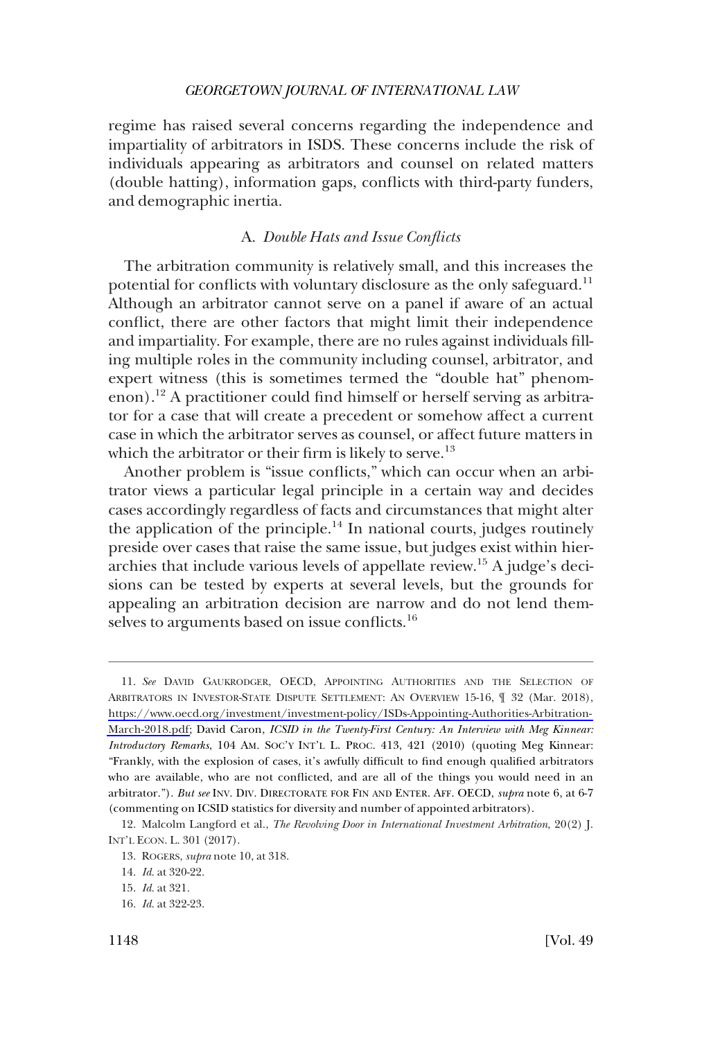regime has raised several concerns regarding the independence and impartiality of arbitrators in ISDS. These concerns include the risk of individuals appearing as arbitrators and counsel on related matters (double hatting), information gaps, conflicts with third-party funders, and demographic inertia.

### A. *Double Hats and Issue Conflicts*

The arbitration community is relatively small, and this increases the potential for conflicts with voluntary disclosure as the only safeguard.[11] Although an arbitrator cannot serve on a panel if aware of an actual conflict, there are other factors that might limit their independence and impartiality. For example, there are no rules against individuals filling multiple roles in the community including counsel, arbitrator, and expert witness (this is sometimes termed the "double hat" phenomenon).[12] A practitioner could find himself or herself serving as arbitrator for a case that will create a precedent or somehow affect a current case in which the arbitrator serves as counsel, or affect future matters in which the arbitrator or their firm is likely to serve.[13]

Another problem is "issue conflicts," which can occur when an arbitrator views a particular legal principle in a certain way and decides cases accordingly regardless of facts and circumstances that might alter the application of the principle.[14] In national courts, judges routinely preside over cases that raise the same issue, but judges exist within hierarchies that include various levels of appellate review.[15] A judge's decisions can be tested by experts at several levels, but the grounds for appealing an arbitration decision are narrow and do not lend themselves to arguments based on issue conflicts.[16]

---

11. *See* DAVID GAUKRODGER, OECD, APPOINTING AUTHORITIES AND THE SELECTION OF ARBITRATORS IN INVESTOR-STATE DISPUTE SETTLEMENT: AN OVERVIEW 15-16, ¶ 32 (Mar. 2018), https://www.oecd.org/investment/investment-policy/ISDs-Appointing-Authorities-Arbitration-March-2018.pdf; David Caron, *ICSID in the Twenty-First Century: An Interview with Meg Kinnear: Introductory Remarks*, 104 AM. SOC'Y INT'L L. PROC. 413, 421 (2010) (quoting Meg Kinnear: "Frankly, with the explosion of cases, it's awfully difficult to find enough qualified arbitrators who are available, who are not conflicted, and are all of the things you would need in an arbitrator."). *But see* INV. DIV. DIRECTORATE FOR FIN AND ENTER. AFF. OECD, *supra* note 6, at 6-7 (commenting on ICSID statistics for diversity and number of appointed arbitrators).

12. Malcolm Langford et al., *The Revolving Door in International Investment Arbitration*, 20(2) J. INT'L ECON. L. 301 (2017).

13. ROGERS, *supra* note 10, at 318.

14. *Id.* at 320-22.

15. *Id.* at 321.

16. *Id.* at 322-23.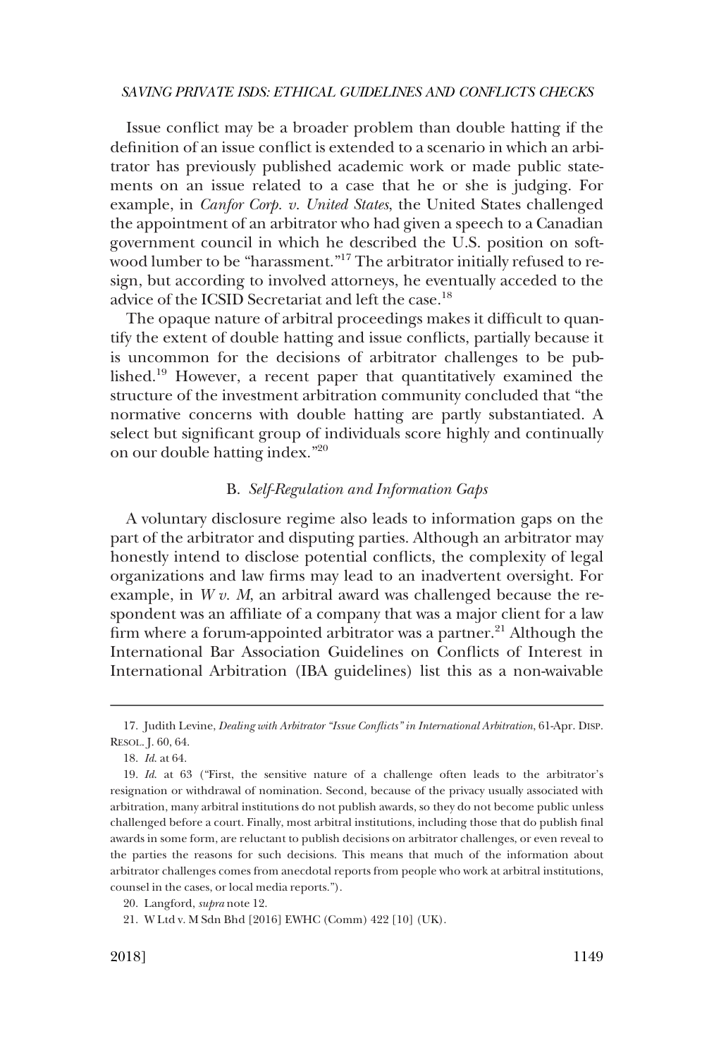Issue conflict may be a broader problem than double hatting if the definition of an issue conflict is extended to a scenario in which an arbitrator has previously published academic work or made public statements on an issue related to a case that he or she is judging. For example, in *Canfor Corp. v. United States*, the United States challenged the appointment of an arbitrator who had given a speech to a Canadian government council in which he described the U.S. position on softwood lumber to be "harassment."[17] The arbitrator initially refused to resign, but according to involved attorneys, he eventually acceded to the advice of the ICSID Secretariat and left the case.[18]

The opaque nature of arbitral proceedings makes it difficult to quantify the extent of double hatting and issue conflicts, partially because it is uncommon for the decisions of arbitrator challenges to be published.[19] However, a recent paper that quantitatively examined the structure of the investment arbitration community concluded that "the normative concerns with double hatting are partly substantiated. A select but significant group of individuals score highly and continually on our double hatting index."[20]

### B. *Self-Regulation and Information Gaps*

A voluntary disclosure regime also leads to information gaps on the part of the arbitrator and disputing parties. Although an arbitrator may honestly intend to disclose potential conflicts, the complexity of legal organizations and law firms may lead to an inadvertent oversight. For example, in *W v. M*, an arbitral award was challenged because the respondent was an affiliate of a company that was a major client for a law firm where a forum-appointed arbitrator was a partner.[21] Although the International Bar Association Guidelines on Conflicts of Interest in International Arbitration (IBA guidelines) list this as a non-waivable

---

17. Judith Levine, *Dealing with Arbitrator "Issue Conflicts" in International Arbitration*, 61-Apr. DISP. RESOL. J. 60, 64.

18. *Id.* at 64.

19. *Id.* at 63 ("First, the sensitive nature of a challenge often leads to the arbitrator's resignation or withdrawal of nomination. Second, because of the privacy usually associated with arbitration, many arbitral institutions do not publish awards, so they do not become public unless challenged before a court. Finally, most arbitral institutions, including those that do publish final awards in some form, are reluctant to publish decisions on arbitrator challenges, or even reveal to the parties the reasons for such decisions. This means that much of the information about arbitrator challenges comes from anecdotal reports from people who work at arbitral institutions, counsel in the cases, or local media reports.").

20. Langford, *supra* note 12.

21. W Ltd v. M Sdn Bhd [2016] EWHC (Comm) 422 [10] (UK).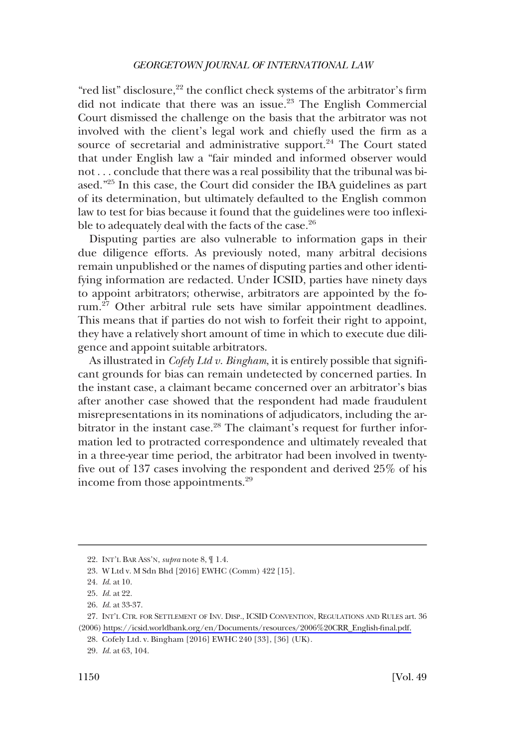"red list" disclosure,[22] the conflict check systems of the arbitrator's firm did not indicate that there was an issue.[23] The English Commercial Court dismissed the challenge on the basis that the arbitrator was not involved with the client's legal work and chiefly used the firm as a source of secretarial and administrative support.[24] The Court stated that under English law a "fair minded and informed observer would not . . . conclude that there was a real possibility that the tribunal was biased."[25] In this case, the Court did consider the IBA guidelines as part of its determination, but ultimately defaulted to the English common law to test for bias because it found that the guidelines were too inflexible to adequately deal with the facts of the case.[26]

Disputing parties are also vulnerable to information gaps in their due diligence efforts. As previously noted, many arbitral decisions remain unpublished or the names of disputing parties and other identifying information are redacted. Under ICSID, parties have ninety days to appoint arbitrators; otherwise, arbitrators are appointed by the forum.[27] Other arbitral rule sets have similar appointment deadlines. This means that if parties do not wish to forfeit their right to appoint, they have a relatively short amount of time in which to execute due diligence and appoint suitable arbitrators.

As illustrated in *Cofely Ltd v. Bingham*, it is entirely possible that significant grounds for bias can remain undetected by concerned parties. In the instant case, a claimant became concerned over an arbitrator's bias after another case showed that the respondent had made fraudulent misrepresentations in its nominations of adjudicators, including the arbitrator in the instant case.[28] The claimant's request for further information led to protracted correspondence and ultimately revealed that in a three-year time period, the arbitrator had been involved in twenty-five out of 137 cases involving the respondent and derived 25% of his income from those appointments.[29]

---

22. INT'L BAR ASS'N, *supra* note 8, ¶ 1.4.

23. W Ltd v. M Sdn Bhd [2016] EWHC (Comm) 422 [15].

24. *Id.* at 10.

25. *Id.* at 22.

26. *Id.* at 33-37.

27. INT'L CTR. FOR SETTLEMENT OF INV. DISP., ICSID CONVENTION, REGULATIONS AND RULES art. 36 (2006) https://icsid.worldbank.org/en/Documents/resources/2006%20CRR_English-final.pdf.

28. Cofely Ltd. v. Bingham [2016] EWHC 240 [33], [36] (UK).

29. *Id.* at 63, 104.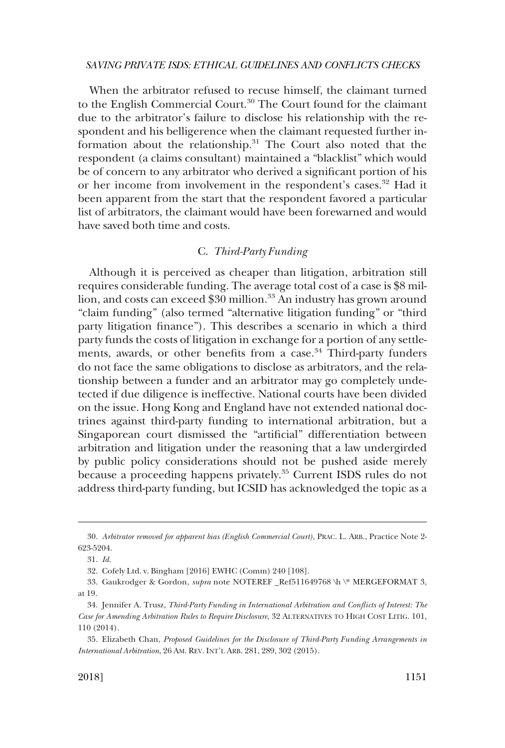When the arbitrator refused to recuse himself, the claimant turned to the English Commercial Court.[30] The Court found for the claimant due to the arbitrator's failure to disclose his relationship with the respondent and his belligerence when the claimant requested further information about the relationship.[31] The Court also noted that the respondent (a claims consultant) maintained a "blacklist" which would be of concern to any arbitrator who derived a significant portion of his or her income from involvement in the respondent's cases.[32] Had it been apparent from the start that the respondent favored a particular list of arbitrators, the claimant would have been forewarned and would have saved both time and costs.

### C. *Third-Party Funding*

Although it is perceived as cheaper than litigation, arbitration still requires considerable funding. The average total cost of a case is $8 million, and costs can exceed $30 million.[33] An industry has grown around "claim funding" (also termed "alternative litigation funding" or "third party litigation finance"). This describes a scenario in which a third party funds the costs of litigation in exchange for a portion of any settlements, awards, or other benefits from a case.[34] Third-party funders do not face the same obligations to disclose as arbitrators, and the relationship between a funder and an arbitrator may go completely undetected if due diligence is ineffective. National courts have been divided on the issue. Hong Kong and England have not extended national doctrines against third-party funding to international arbitration, but a Singaporean court dismissed the "artificial" differentiation between arbitration and litigation under the reasoning that a law undergirded by public policy considerations should not be pushed aside merely because a proceeding happens privately.[35] Current ISDS rules do not address third-party funding, but ICSID has acknowledged the topic as a

---

30. *Arbitrator removed for apparent bias (English Commercial Court)*, PRAC. L. ARB., Practice Note 2-623-5204.

31. *Id.*

32. Cofely Ltd. v. Bingham [2016] EWHC (Comm) 240 [108].

33. Gaukrodger & Gordon, *supra* note NOTEREF _Ref511649768 \h \* MERGEFORMAT 3, at 19.

34. Jennifer A. Trusz, *Third-Party Funding in International Arbitration and Conflicts of Interest: The Case for Amending Arbitration Rules to Require Disclosure*, 32 ALTERNATIVES TO HIGH COST LITIG. 101, 110 (2014).

35. Elizabeth Chan, *Proposed Guidelines for the Disclosure of Third-Party Funding Arrangements in International Arbitration*, 26 AM. REV. INT'L ARB. 281, 289, 302 (2015).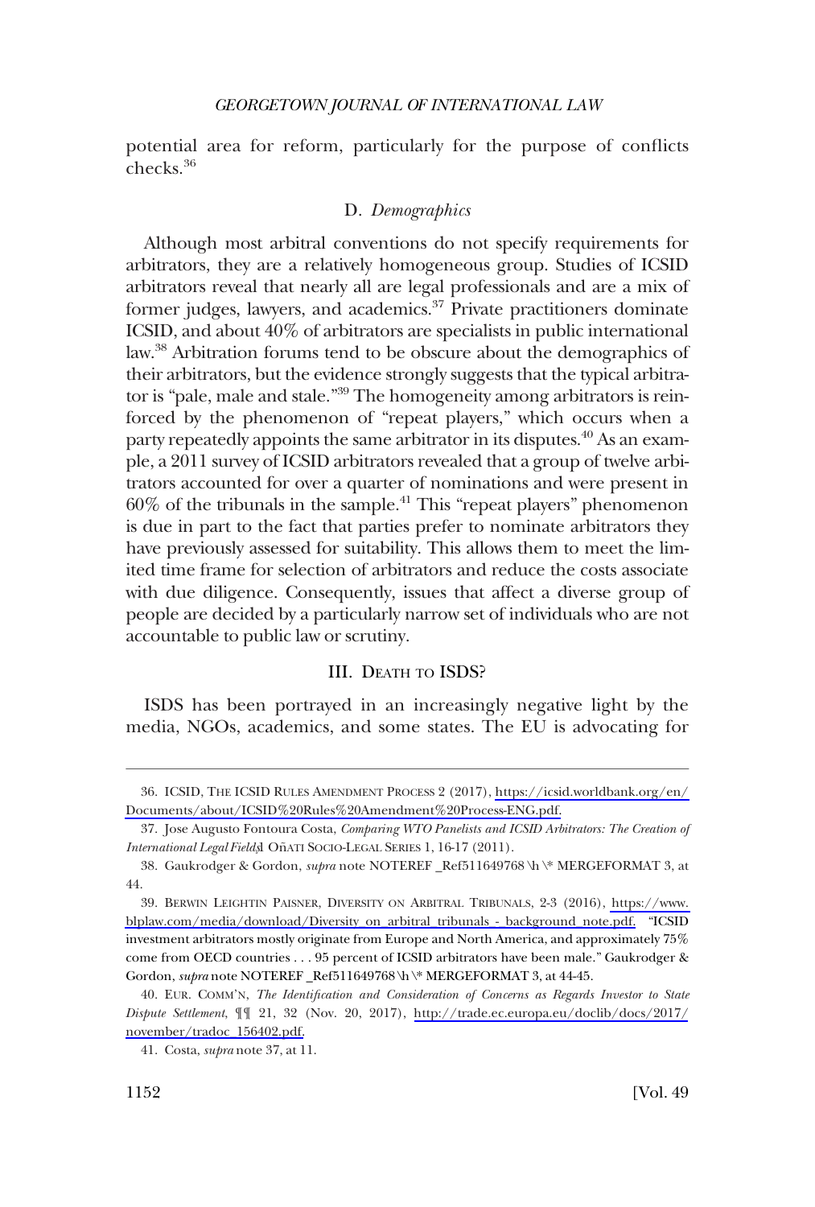potential area for reform, particularly for the purpose of conflicts checks.[36]

### D. *Demographics*

Although most arbitral conventions do not specify requirements for arbitrators, they are a relatively homogeneous group. Studies of ICSID arbitrators reveal that nearly all are legal professionals and are a mix of former judges, lawyers, and academics.[37] Private practitioners dominate ICSID, and about 40% of arbitrators are specialists in public international law.[38] Arbitration forums tend to be obscure about the demographics of their arbitrators, but the evidence strongly suggests that the typical arbitrator is "pale, male and stale."[39] The homogeneity among arbitrators is reinforced by the phenomenon of "repeat players," which occurs when a party repeatedly appoints the same arbitrator in its disputes.[40] As an example, a 2011 survey of ICSID arbitrators revealed that a group of twelve arbitrators accounted for over a quarter of nominations and were present in 60% of the tribunals in the sample.[41] This "repeat players" phenomenon is due in part to the fact that parties prefer to nominate arbitrators they have previously assessed for suitability. This allows them to meet the limited time frame for selection of arbitrators and reduce the costs associate with due diligence. Consequently, issues that affect a diverse group of people are decided by a particularly narrow set of individuals who are not accountable to public law or scrutiny.

## III. Death to ISDS?

ISDS has been portrayed in an increasingly negative light by the media, NGOs, academics, and some states. The EU is advocating for

---

36. ICSID, The ICSID Rules Amendment Process 2 (2017), https://icsid.worldbank.org/en/Documents/about/ICSID%20Rules%20Amendment%20Process-ENG.pdf.

37. Jose Augusto Fontoura Costa, *Comparing WTO Panelists and ICSID Arbitrators: The Creation of International Legal Fields*, 1 Oñati Socio-Legal Series 1, 16-17 (2011).

38. Gaukrodger & Gordon, *supra* note NOTEREF _Ref511649768 \h \* MERGEFORMAT 3, at 44.

39. Berwin Leighton Paisner, Diversity on Arbitral Tribunals, 2-3 (2016), https://www.blplaw.com/media/download/Diversity_on_arbitral_tribunals_-_background_note.pdf. "ICSID investment arbitrators mostly originate from Europe and North America, and approximately 75% come from OECD countries . . . 95 percent of ICSID arbitrators have been male." Gaukrodger & Gordon, *supra* note NOTEREF _Ref511649768 \h \* MERGEFORMAT 3, at 44-45.

40. Eur. Comm'n, *The Identification and Consideration of Concerns as Regards Investor to State Dispute Settlement*, ¶¶ 21, 32 (Nov. 20, 2017), http://trade.ec.europa.eu/doclib/docs/2017/november/tradoc_156402.pdf.

41. Costa, *supra* note 37, at 11.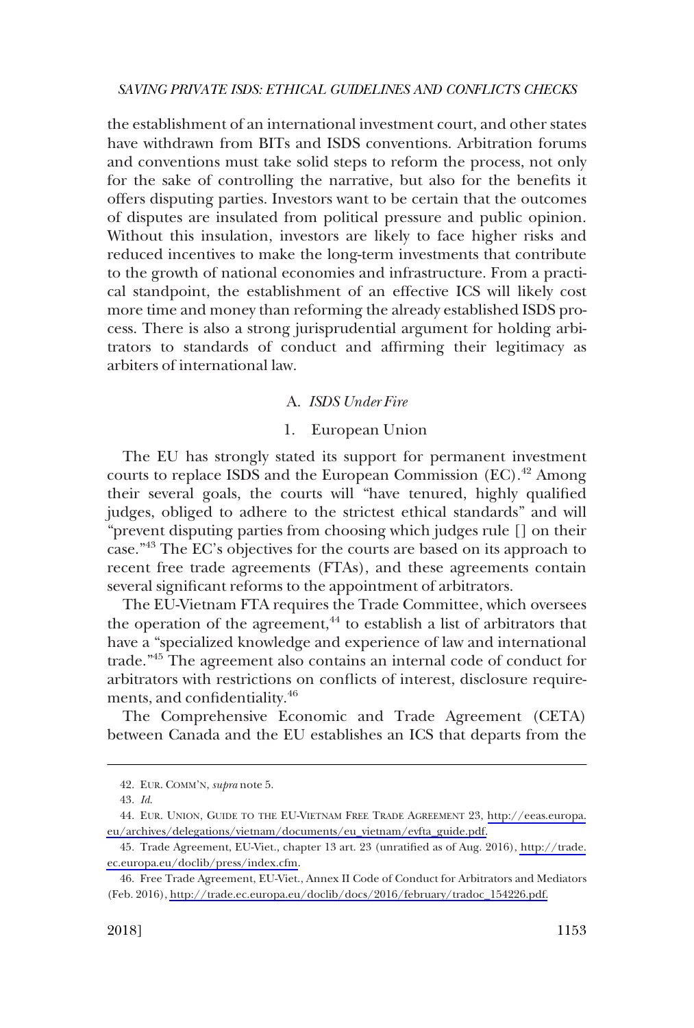the establishment of an international investment court, and other states have withdrawn from BITs and ISDS conventions. Arbitration forums and conventions must take solid steps to reform the process, not only for the sake of controlling the narrative, but also for the benefits it offers disputing parties. Investors want to be certain that the outcomes of disputes are insulated from political pressure and public opinion. Without this insulation, investors are likely to face higher risks and reduced incentives to make the long-term investments that contribute to the growth of national economies and infrastructure. From a practical standpoint, the establishment of an effective ICS will likely cost more time and money than reforming the already established ISDS process. There is also a strong jurisprudential argument for holding arbitrators to standards of conduct and affirming their legitimacy as arbiters of international law.

### A. *ISDS Under Fire*

#### 1. European Union

The EU has strongly stated its support for permanent investment courts to replace ISDS and the European Commission (EC).[42] Among their several goals, the courts will "have tenured, highly qualified judges, obliged to adhere to the strictest ethical standards" and will "prevent disputing parties from choosing which judges rule [] on their case."[43] The EC's objectives for the courts are based on its approach to recent free trade agreements (FTAs), and these agreements contain several significant reforms to the appointment of arbitrators.

The EU-Vietnam FTA requires the Trade Committee, which oversees the operation of the agreement,[44] to establish a list of arbitrators that have a "specialized knowledge and experience of law and international trade."[45] The agreement also contains an internal code of conduct for arbitrators with restrictions on conflicts of interest, disclosure requirements, and confidentiality.[46]

The Comprehensive Economic and Trade Agreement (CETA) between Canada and the EU establishes an ICS that departs from the

---

42. EUR. COMM'N, *supra* note 5.

43. *Id.*

44. EUR. UNION, GUIDE TO THE EU-VIETNAM FREE TRADE AGREEMENT 23, http://eeas.europa.eu/archives/delegations/vietnam/documents/eu_vietnam/evfta_guide.pdf.

45. Trade Agreement, EU-Viet., chapter 13 art. 23 (unratified as of Aug. 2016), http://trade.ec.europa.eu/doclib/press/index.cfm.

46. Free Trade Agreement, EU-Viet., Annex II Code of Conduct for Arbitrators and Mediators (Feb. 2016), http://trade.ec.europa.eu/doclib/docs/2016/february/tradoc_154226.pdf.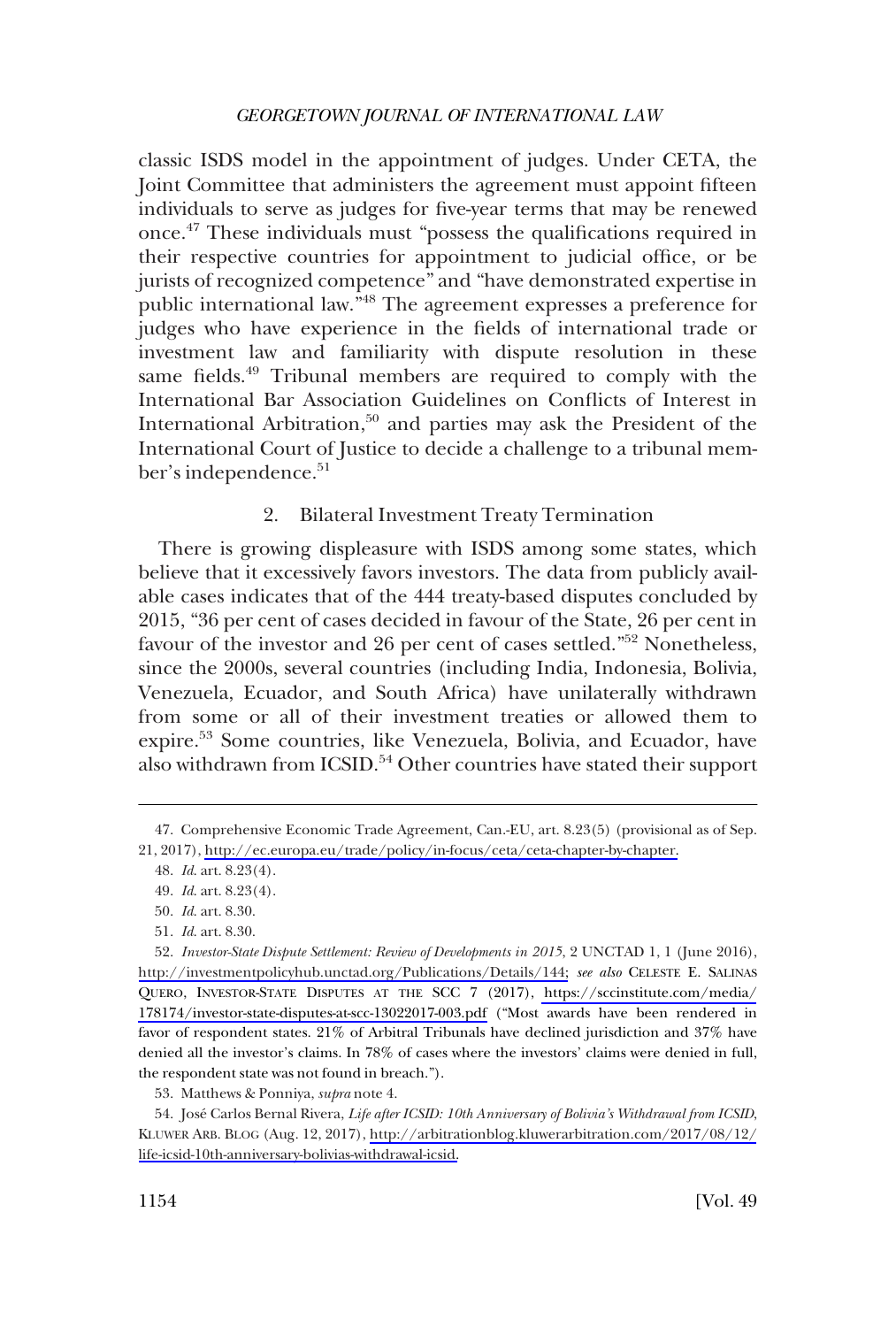classic ISDS model in the appointment of judges. Under CETA, the Joint Committee that administers the agreement must appoint fifteen individuals to serve as judges for five-year terms that may be renewed once.[47] These individuals must "possess the qualifications required in their respective countries for appointment to judicial office, or be jurists of recognized competence" and "have demonstrated expertise in public international law."[48] The agreement expresses a preference for judges who have experience in the fields of international trade or investment law and familiarity with dispute resolution in these same fields.[49] Tribunal members are required to comply with the International Bar Association Guidelines on Conflicts of Interest in International Arbitration,[50] and parties may ask the President of the International Court of Justice to decide a challenge to a tribunal member's independence.[51]

### 2. Bilateral Investment Treaty Termination

There is growing displeasure with ISDS among some states, which believe that it excessively favors investors. The data from publicly available cases indicates that of the 444 treaty-based disputes concluded by 2015, "36 per cent of cases decided in favour of the State, 26 per cent in favour of the investor and 26 per cent of cases settled."[52] Nonetheless, since the 2000s, several countries (including India, Indonesia, Bolivia, Venezuela, Ecuador, and South Africa) have unilaterally withdrawn from some or all of their investment treaties or allowed them to expire.[53] Some countries, like Venezuela, Bolivia, and Ecuador, have also withdrawn from ICSID.[54] Other countries have stated their support

---

47. Comprehensive Economic Trade Agreement, Can.-EU, art. 8.23(5) (provisional as of Sep. 21, 2017), http://ec.europa.eu/trade/policy/in-focus/ceta/ceta-chapter-by-chapter.

48. *Id.* art. 8.23(4).

49. *Id.* art. 8.23(4).

50. *Id.* art. 8.30.

51. *Id.* art. 8.30.

52. *Investor-State Dispute Settlement: Review of Developments in 2015*, 2 UNCTAD 1, 1 (June 2016), http://investmentpolicyhub.unctad.org/Publications/Details/144; *see also* CELESTE E. SALINAS QUERO, INVESTOR-STATE DISPUTES AT THE SCC 7 (2017), https://sccinstitute.com/media/178174/investor-state-disputes-at-scc-13022017-003.pdf ("Most awards have been rendered in favor of respondent states. 21% of Arbitral Tribunals have declined jurisdiction and 37% have denied all the investor's claims. In 78% of cases where the investors' claims were denied in full, the respondent state was not found in breach.").

53. Matthews & Ponniya, *supra* note 4.

54. José Carlos Bernal Rivera, *Life after ICSID: 10th Anniversary of Bolivia's Withdrawal from ICSID*, KLUWER ARB. BLOG (Aug. 12, 2017), http://arbitrationblog.kluwerarbitration.com/2017/08/12/life-icsid-10th-anniversary-bolivias-withdrawal-icsid.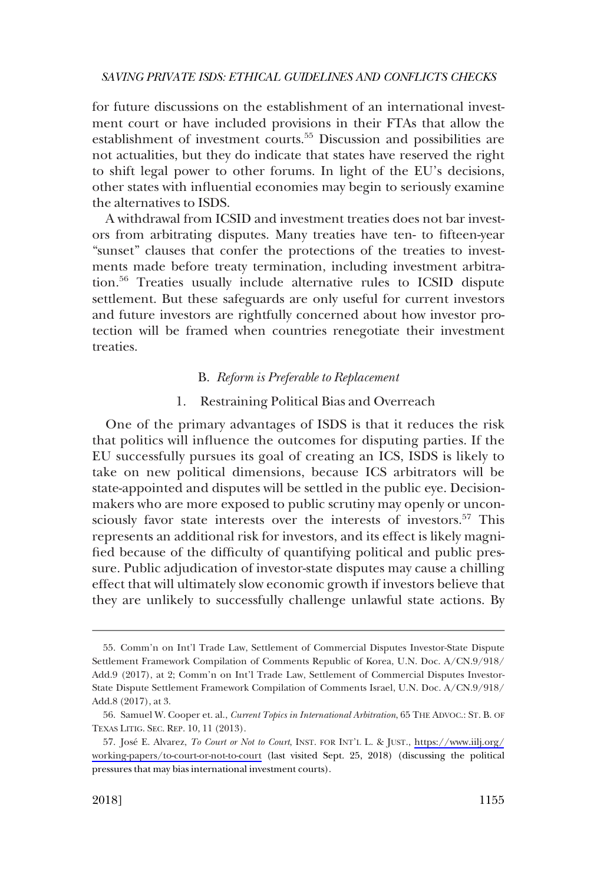for future discussions on the establishment of an international investment court or have included provisions in their FTAs that allow the establishment of investment courts.[55] Discussion and possibilities are not actualities, but they do indicate that states have reserved the right to shift legal power to other forums. In light of the EU's decisions, other states with influential economies may begin to seriously examine the alternatives to ISDS.

A withdrawal from ICSID and investment treaties does not bar investors from arbitrating disputes. Many treaties have ten- to fifteen-year "sunset" clauses that confer the protections of the treaties to investments made before treaty termination, including investment arbitration.[56] Treaties usually include alternative rules to ICSID dispute settlement. But these safeguards are only useful for current investors and future investors are rightfully concerned about how investor protection will be framed when countries renegotiate their investment treaties.

### B. *Reform is Preferable to Replacement*

#### 1. Restraining Political Bias and Overreach

One of the primary advantages of ISDS is that it reduces the risk that politics will influence the outcomes for disputing parties. If the EU successfully pursues its goal of creating an ICS, ISDS is likely to take on new political dimensions, because ICS arbitrators will be state-appointed and disputes will be settled in the public eye. Decision-makers who are more exposed to public scrutiny may openly or unconsciously favor state interests over the interests of investors.[57] This represents an additional risk for investors, and its effect is likely magnified because of the difficulty of quantifying political and public pressure. Public adjudication of investor-state disputes may cause a chilling effect that will ultimately slow economic growth if investors believe that they are unlikely to successfully challenge unlawful state actions. By

---

55. Comm'n on Int'l Trade Law, Settlement of Commercial Disputes Investor-State Dispute Settlement Framework Compilation of Comments Republic of Korea, U.N. Doc. A/CN.9/918/Add.9 (2017), at 2; Comm'n on Int'l Trade Law, Settlement of Commercial Disputes Investor-State Dispute Settlement Framework Compilation of Comments Israel, U.N. Doc. A/CN.9/918/Add.8 (2017), at 3.

56. Samuel W. Cooper et. al., *Current Topics in International Arbitration*, 65 THE ADVOC.: ST. B. OF TEXAS LITIG. SEC. REP. 10, 11 (2013).

57. José E. Alvarez, *To Court or Not to Court*, INST. FOR INT'L L. & JUST., https://www.iilj.org/working-papers/to-court-or-not-to-court (last visited Sept. 25, 2018) (discussing the political pressures that may bias international investment courts).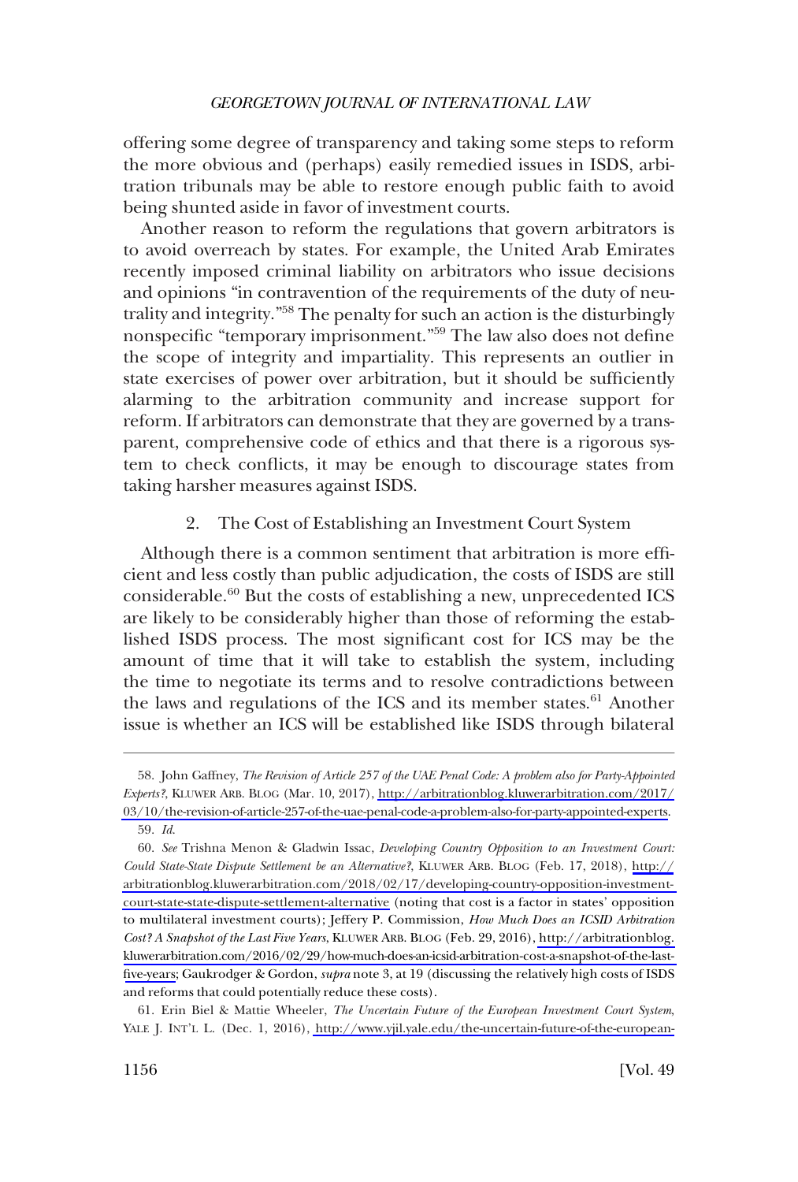offering some degree of transparency and taking some steps to reform the more obvious and (perhaps) easily remedied issues in ISDS, arbitration tribunals may be able to restore enough public faith to avoid being shunted aside in favor of investment courts.

Another reason to reform the regulations that govern arbitrators is to avoid overreach by states. For example, the United Arab Emirates recently imposed criminal liability on arbitrators who issue decisions and opinions "in contravention of the requirements of the duty of neutrality and integrity."[58] The penalty for such an action is the disturbingly nonspecific "temporary imprisonment."[59] The law also does not define the scope of integrity and impartiality. This represents an outlier in state exercises of power over arbitration, but it should be sufficiently alarming to the arbitration community and increase support for reform. If arbitrators can demonstrate that they are governed by a transparent, comprehensive code of ethics and that there is a rigorous system to check conflicts, it may be enough to discourage states from taking harsher measures against ISDS.

### 2. The Cost of Establishing an Investment Court System

Although there is a common sentiment that arbitration is more efficient and less costly than public adjudication, the costs of ISDS are still considerable.[60] But the costs of establishing a new, unprecedented ICS are likely to be considerably higher than those of reforming the established ISDS process. The most significant cost for ICS may be the amount of time that it will take to establish the system, including the time to negotiate its terms and to resolve contradictions between the laws and regulations of the ICS and its member states.[61] Another issue is whether an ICS will be established like ISDS through bilateral

---

58. John Gaffney, *The Revision of Article 257 of the UAE Penal Code: A problem also for Party-Appointed Experts?*, KLUWER ARB. BLOG (Mar. 10, 2017), http://arbitrationblog.kluwerarbitration.com/2017/03/10/the-revision-of-article-257-of-the-uae-penal-code-a-problem-also-for-party-appointed-experts.

59. *Id.*

60. *See* Trishna Menon & Gladwin Issac, *Developing Country Opposition to an Investment Court: Could State-State Dispute Settlement be an Alternative?*, KLUWER ARB. BLOG (Feb. 17, 2018), http://arbitrationblog.kluwerarbitration.com/2018/02/17/developing-country-opposition-investment-court-state-state-dispute-settlement-alternative (noting that cost is a factor in states' opposition to multilateral investment courts); Jeffery P. Commission, *How Much Does an ICSID Arbitration Cost? A Snapshot of the Last Five Years*, KLUWER ARB. BLOG (Feb. 29, 2016), http://arbitrationblog.kluwerarbitration.com/2016/02/29/how-much-does-an-icsid-arbitration-cost-a-snapshot-of-the-last-five-years; Gaukrodger & Gordon, *supra* note 3, at 19 (discussing the relatively high costs of ISDS and reforms that could potentially reduce these costs).

61. Erin Biel & Mattie Wheeler, *The Uncertain Future of the European Investment Court System*, YALE J. INT'L L. (Dec. 1, 2016), http://www.yjil.yale.edu/the-uncertain-future-of-the-european-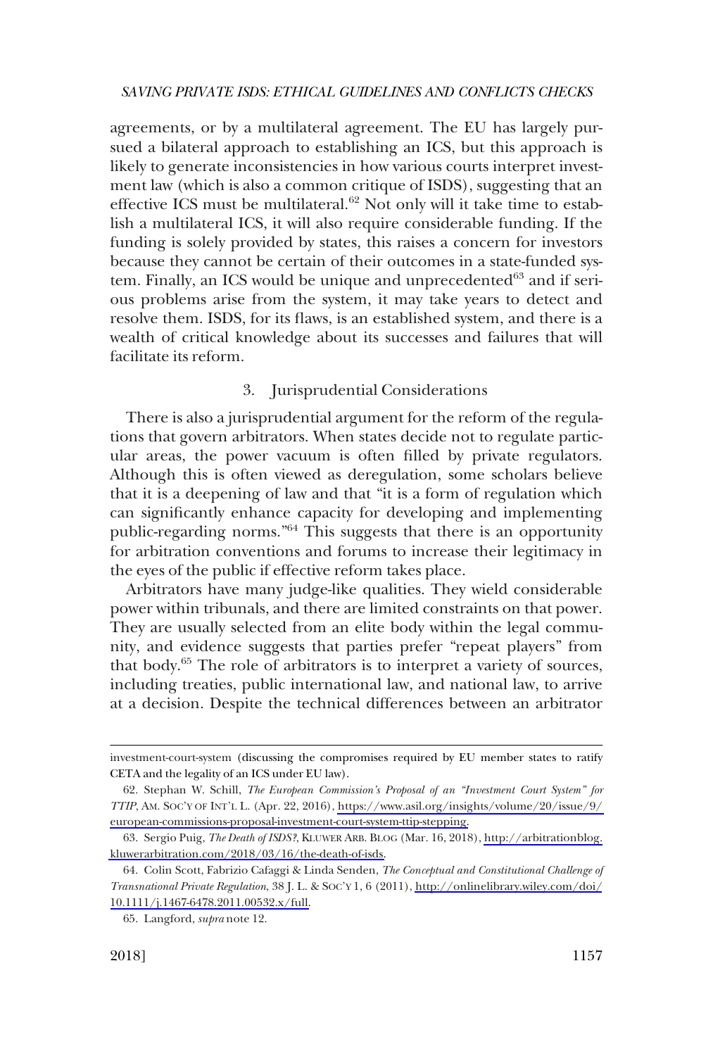agreements, or by a multilateral agreement. The EU has largely pursued a bilateral approach to establishing an ICS, but this approach is likely to generate inconsistencies in how various courts interpret investment law (which is also a common critique of ISDS), suggesting that an effective ICS must be multilateral.[62] Not only will it take time to establish a multilateral ICS, it will also require considerable funding. If the funding is solely provided by states, this raises a concern for investors because they cannot be certain of their outcomes in a state-funded system. Finally, an ICS would be unique and unprecedented[63] and if serious problems arise from the system, it may take years to detect and resolve them. ISDS, for its flaws, is an established system, and there is a wealth of critical knowledge about its successes and failures that will facilitate its reform.

### 3. Jurisprudential Considerations

There is also a jurisprudential argument for the reform of the regulations that govern arbitrators. When states decide not to regulate particular areas, the power vacuum is often filled by private regulators. Although this is often viewed as deregulation, some scholars believe that it is a deepening of law and that "it is a form of regulation which can significantly enhance capacity for developing and implementing public-regarding norms."[64] This suggests that there is an opportunity for arbitration conventions and forums to increase their legitimacy in the eyes of the public if effective reform takes place.

Arbitrators have many judge-like qualities. They wield considerable power within tribunals, and there are limited constraints on that power. They are usually selected from an elite body within the legal community, and evidence suggests that parties prefer "repeat players" from that body.[65] The role of arbitrators is to interpret a variety of sources, including treaties, public international law, and national law, to arrive at a decision. Despite the technical differences between an arbitrator

---

investment-court-system (discussing the compromises required by EU member states to ratify CETA and the legality of an ICS under EU law).

62. Stephan W. Schill, *The European Commission's Proposal of an "Investment Court System" for TTIP*, AM. SOC'Y OF INT'L L. (Apr. 22, 2016), https://www.asil.org/insights/volume/20/issue/9/european-commissions-proposal-investment-court-system-ttip-stepping.

63. Sergio Puig, *The Death of ISDS?*, KLUWER ARB. BLOG (Mar. 16, 2018), http://arbitrationblog.kluwerarbitration.com/2018/03/16/the-death-of-isds.

64. Colin Scott, Fabrizio Cafaggi & Linda Senden, *The Conceptual and Constitutional Challenge of Transnational Private Regulation*, 38 J. L. & SOC'Y 1, 6 (2011), http://onlinelibrary.wiley.com/doi/10.1111/j.1467-6478.2011.00532.x/full.

65. Langford, *supra* note 12.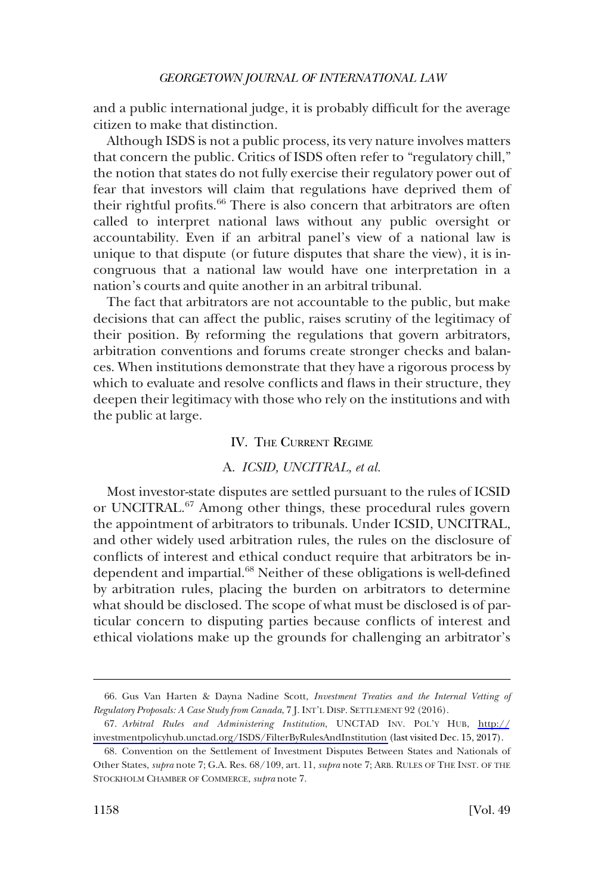and a public international judge, it is probably difficult for the average citizen to make that distinction.

Although ISDS is not a public process, its very nature involves matters that concern the public. Critics of ISDS often refer to "regulatory chill," the notion that states do not fully exercise their regulatory power out of fear that investors will claim that regulations have deprived them of their rightful profits.[66] There is also concern that arbitrators are often called to interpret national laws without any public oversight or accountability. Even if an arbitral panel's view of a national law is unique to that dispute (or future disputes that share the view), it is incongruous that a national law would have one interpretation in a nation's courts and quite another in an arbitral tribunal.

The fact that arbitrators are not accountable to the public, but make decisions that can affect the public, raises scrutiny of the legitimacy of their position. By reforming the regulations that govern arbitrators, arbitration conventions and forums create stronger checks and balances. When institutions demonstrate that they have a rigorous process by which to evaluate and resolve conflicts and flaws in their structure, they deepen their legitimacy with those who rely on the institutions and with the public at large.

## IV. The Current Regime

### A. *ICSID, UNCITRAL, et al.*

Most investor-state disputes are settled pursuant to the rules of ICSID or UNCITRAL.[67] Among other things, these procedural rules govern the appointment of arbitrators to tribunals. Under ICSID, UNCITRAL, and other widely used arbitration rules, the rules on the disclosure of conflicts of interest and ethical conduct require that arbitrators be independent and impartial.[68] Neither of these obligations is well-defined by arbitration rules, placing the burden on arbitrators to determine what should be disclosed. The scope of what must be disclosed is of particular concern to disputing parties because conflicts of interest and ethical violations make up the grounds for challenging an arbitrator's

---

66. Gus Van Harten & Dayna Nadine Scott, *Investment Treaties and the Internal Vetting of Regulatory Proposals: A Case Study from Canada*, 7 J. INT'L DISP. SETTLEMENT 92 (2016).

67. *Arbitral Rules and Administering Institution*, UNCTAD INV. POL'Y HUB, http://investmentpolicyhub.unctad.org/ISDS/FilterByRulesAndInstitution (last visited Dec. 15, 2017).

68. Convention on the Settlement of Investment Disputes Between States and Nationals of Other States, *supra* note 7; G.A. Res. 68/109, art. 11, *supra* note 7; ARB. RULES OF THE INST. OF THE STOCKHOLM CHAMBER OF COMMERCE, *supra* note 7.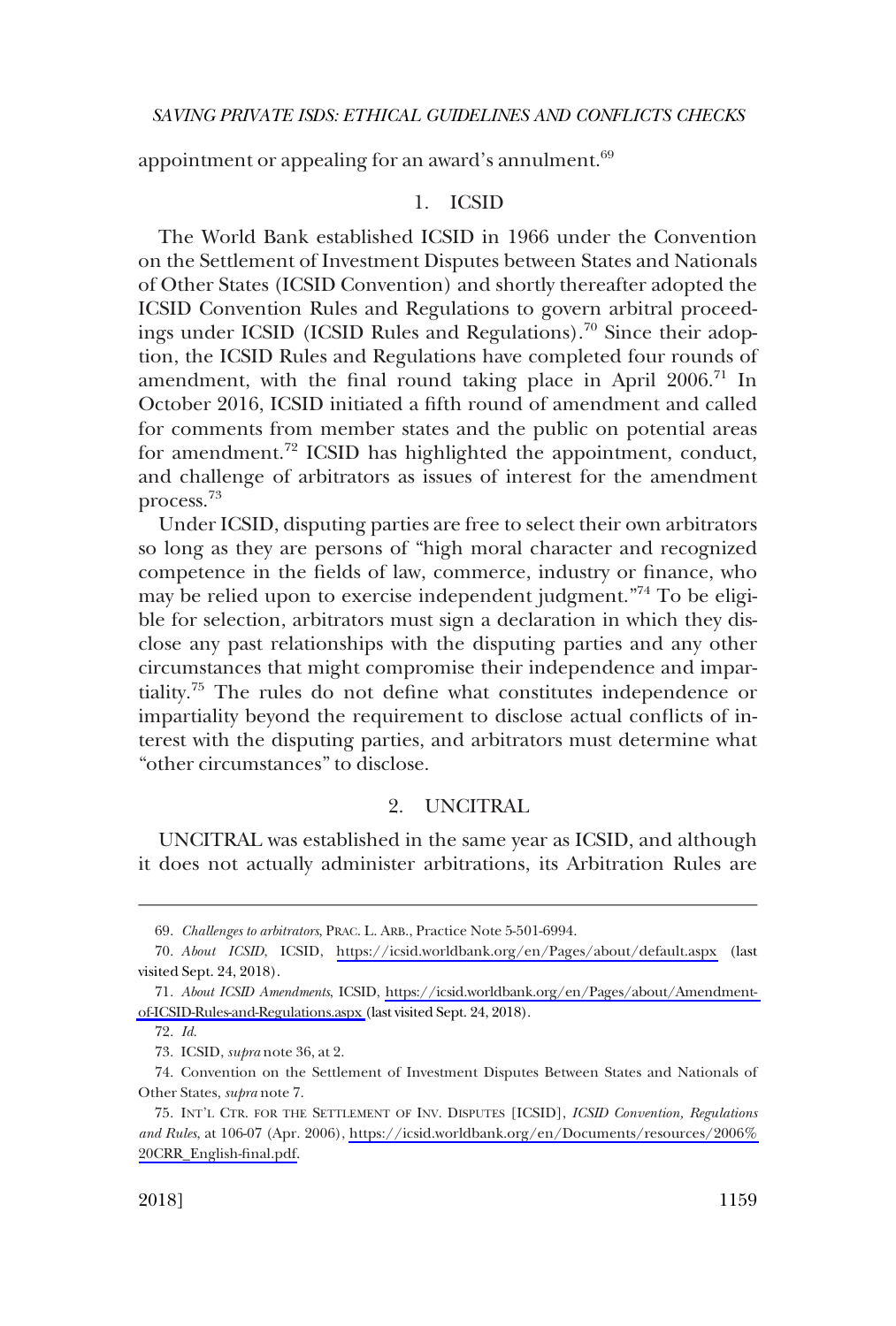appointment or appealing for an award's annulment.[69]

### 1. ICSID

The World Bank established ICSID in 1966 under the Convention on the Settlement of Investment Disputes between States and Nationals of Other States (ICSID Convention) and shortly thereafter adopted the ICSID Convention Rules and Regulations to govern arbitral proceedings under ICSID (ICSID Rules and Regulations).[70] Since their adoption, the ICSID Rules and Regulations have completed four rounds of amendment, with the final round taking place in April 2006.[71] In October 2016, ICSID initiated a fifth round of amendment and called for comments from member states and the public on potential areas for amendment.[72] ICSID has highlighted the appointment, conduct, and challenge of arbitrators as issues of interest for the amendment process.[73]

Under ICSID, disputing parties are free to select their own arbitrators so long as they are persons of "high moral character and recognized competence in the fields of law, commerce, industry or finance, who may be relied upon to exercise independent judgment."[74] To be eligible for selection, arbitrators must sign a declaration in which they disclose any past relationships with the disputing parties and any other circumstances that might compromise their independence and impartiality.[75] The rules do not define what constitutes independence or impartiality beyond the requirement to disclose actual conflicts of interest with the disputing parties, and arbitrators must determine what "other circumstances" to disclose.

### 2. UNCITRAL

UNCITRAL was established in the same year as ICSID, and although it does not actually administer arbitrations, its Arbitration Rules are

---

69. *Challenges to arbitrators*, PRAC. L. ARB., Practice Note 5-501-6994.

70. *About ICSID*, ICSID, https://icsid.worldbank.org/en/Pages/about/default.aspx (last visited Sept. 24, 2018).

71. *About ICSID Amendments*, ICSID, https://icsid.worldbank.org/en/Pages/about/Amendment-of-ICSID-Rules-and-Regulations.aspx (last visited Sept. 24, 2018).

72. *Id.*

73. ICSID, *supra* note 36, at 2.

74. Convention on the Settlement of Investment Disputes Between States and Nationals of Other States, *supra* note 7.

75. INT'L CTR. FOR THE SETTLEMENT OF INV. DISPUTES [ICSID], *ICSID Convention, Regulations and Rules*, at 106-07 (Apr. 2006), https://icsid.worldbank.org/en/Documents/resources/2006%20CRR_English-final.pdf.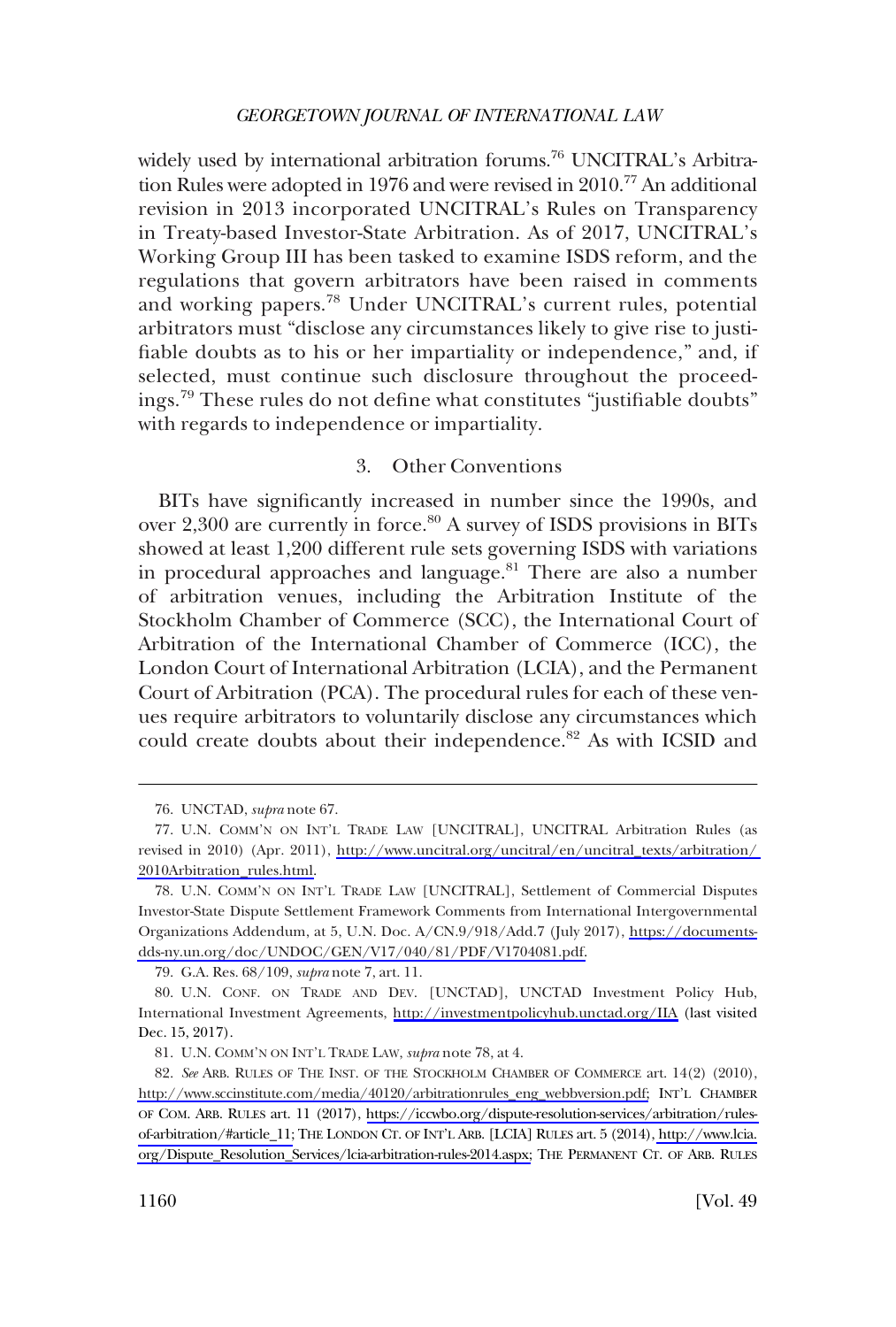widely used by international arbitration forums.[76] UNCITRAL's Arbitration Rules were adopted in 1976 and were revised in 2010.[77] An additional revision in 2013 incorporated UNCITRAL's Rules on Transparency in Treaty-based Investor-State Arbitration. As of 2017, UNCITRAL's Working Group III has been tasked to examine ISDS reform, and the regulations that govern arbitrators have been raised in comments and working papers.[78] Under UNCITRAL's current rules, potential arbitrators must "disclose any circumstances likely to give rise to justifiable doubts as to his or her impartiality or independence," and, if selected, must continue such disclosure throughout the proceedings.[79] These rules do not define what constitutes "justifiable doubts" with regards to independence or impartiality.

### 3. Other Conventions

BITs have significantly increased in number since the 1990s, and over 2,300 are currently in force.[80] A survey of ISDS provisions in BITs showed at least 1,200 different rule sets governing ISDS with variations in procedural approaches and language.[81] There are also a number of arbitration venues, including the Arbitration Institute of the Stockholm Chamber of Commerce (SCC), the International Court of Arbitration of the International Chamber of Commerce (ICC), the London Court of International Arbitration (LCIA), and the Permanent Court of Arbitration (PCA). The procedural rules for each of these venues require arbitrators to voluntarily disclose any circumstances which could create doubts about their independence.[82] As with ICSID and

---

76. UNCTAD, *supra* note 67.

77. U.N. COMM'N ON INT'L TRADE LAW [UNCITRAL], UNCITRAL Arbitration Rules (as revised in 2010) (Apr. 2011), http://www.uncitral.org/uncitral/en/uncitral_texts/arbitration/2010Arbitration_rules.html.

78. U.N. COMM'N ON INT'L TRADE LAW [UNCITRAL], Settlement of Commercial Disputes Investor-State Dispute Settlement Framework Comments from International Intergovernmental Organizations Addendum, at 5, U.N. Doc. A/CN.9/918/Add.7 (July 2017), https://documents-dds-ny.un.org/doc/UNDOC/GEN/V17/040/81/PDF/V1704081.pdf.

79. G.A. Res. 68/109, *supra* note 7, art. 11.

80. U.N. CONF. ON TRADE AND DEV. [UNCTAD], UNCTAD Investment Policy Hub, International Investment Agreements, http://investmentpolicyhub.unctad.org/IIA (last visited Dec. 15, 2017).

81. U.N. COMM'N ON INT'L TRADE LAW, *supra* note 78, at 4.

82. *See* ARB. RULES OF THE INST. OF THE STOCKHOLM CHAMBER OF COMMERCE art. 14(2) (2010), http://www.sccinstitute.com/media/40120/arbitrationrules_eng_webbversion.pdf; INT'L CHAMBER OF COM. ARB. RULES art. 11 (2017), https://iccwbo.org/dispute-resolution-services/arbitration/rules-of-arbitration/#article_11; THE LONDON CT. OF INT'L ARB. [LCIA] RULES art. 5 (2014), http://www.lcia.org/Dispute_Resolution_Services/lcia-arbitration-rules-2014.aspx; THE PERMANENT CT. OF ARB. RULES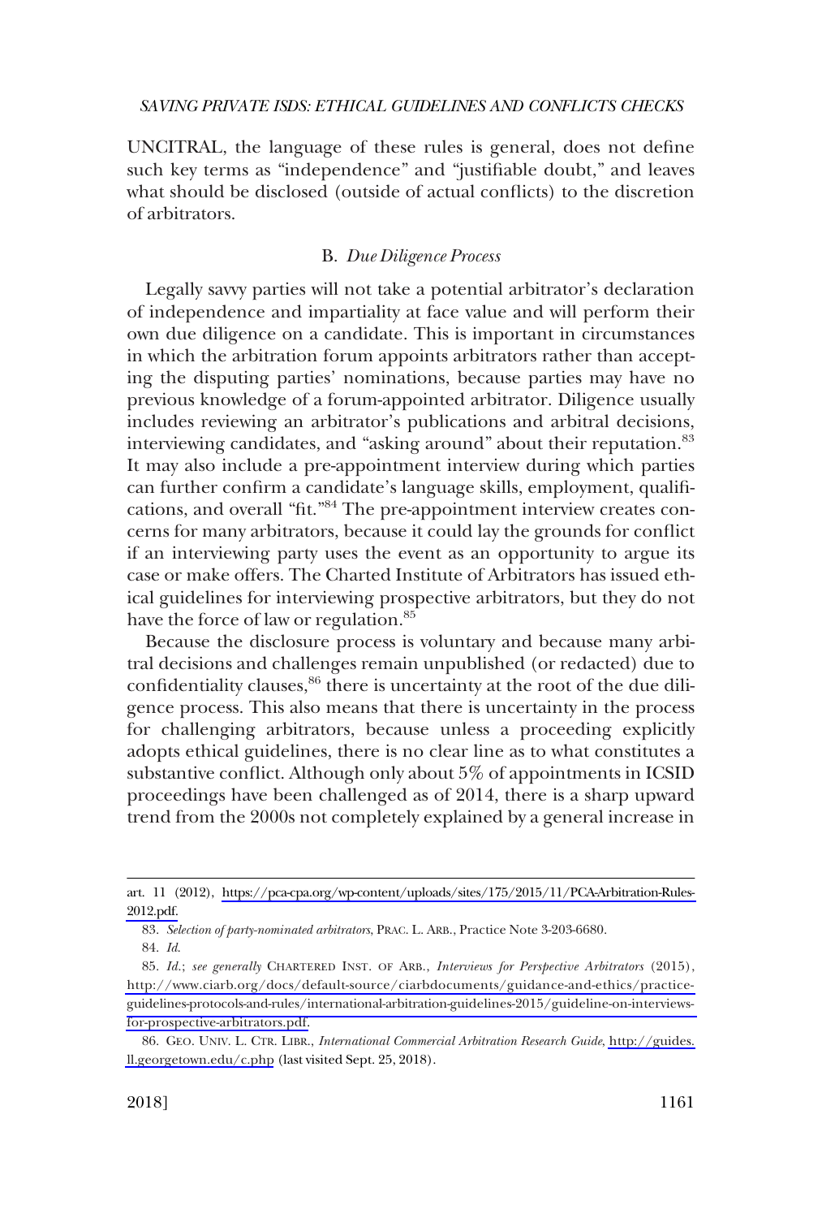UNCITRAL, the language of these rules is general, does not define such key terms as "independence" and "justifiable doubt," and leaves what should be disclosed (outside of actual conflicts) to the discretion of arbitrators.

### B. *Due Diligence Process*

Legally savvy parties will not take a potential arbitrator's declaration of independence and impartiality at face value and will perform their own due diligence on a candidate. This is important in circumstances in which the arbitration forum appoints arbitrators rather than accepting the disputing parties' nominations, because parties may have no previous knowledge of a forum-appointed arbitrator. Diligence usually includes reviewing an arbitrator's publications and arbitral decisions, interviewing candidates, and "asking around" about their reputation.[83] It may also include a pre-appointment interview during which parties can further confirm a candidate's language skills, employment, qualifications, and overall "fit."[84] The pre-appointment interview creates concerns for many arbitrators, because it could lay the grounds for conflict if an interviewing party uses the event as an opportunity to argue its case or make offers. The Charted Institute of Arbitrators has issued ethical guidelines for interviewing prospective arbitrators, but they do not have the force of law or regulation.[85]

Because the disclosure process is voluntary and because many arbitral decisions and challenges remain unpublished (or redacted) due to confidentiality clauses,[86] there is uncertainty at the root of the due diligence process. This also means that there is uncertainty in the process for challenging arbitrators, because unless a proceeding explicitly adopts ethical guidelines, there is no clear line as to what constitutes a substantive conflict. Although only about 5% of appointments in ICSID proceedings have been challenged as of 2014, there is a sharp upward trend from the 2000s not completely explained by a general increase in

---

art. 11 (2012), https://pca-cpa.org/wp-content/uploads/sites/175/2015/11/PCA-Arbitration-Rules-2012.pdf.

83. *Selection of party-nominated arbitrators*, PRAC. L. ARB., Practice Note 3-203-6680.

84. *Id.*

85. *Id.*; *see generally* CHARTERED INST. OF ARB., *Interviews for Perspective Arbitrators* (2015), http://www.ciarb.org/docs/default-source/ciarbdocuments/guidance-and-ethics/practice-guidelines-protocols-and-rules/international-arbitration-guidelines-2015/guideline-on-interviews-for-prospective-arbitrators.pdf.

86. GEO. UNIV. L. CTR. LIBR., *International Commercial Arbitration Research Guide*, http://guides.ll.georgetown.edu/c.php (last visited Sept. 25, 2018).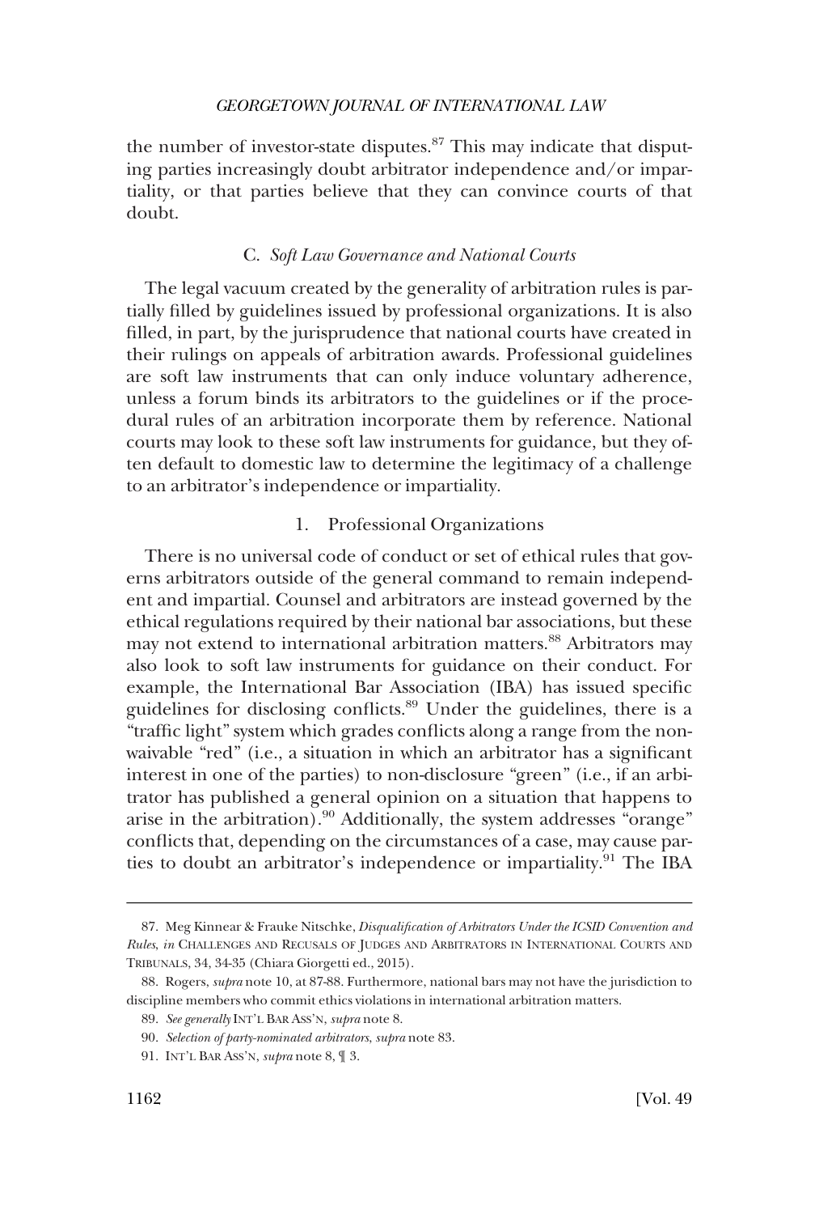the number of investor-state disputes.[87] This may indicate that disputing parties increasingly doubt arbitrator independence and/or impartiality, or that parties believe that they can convince courts of that doubt.

### C. *Soft Law Governance and National Courts*

The legal vacuum created by the generality of arbitration rules is partially filled by guidelines issued by professional organizations. It is also filled, in part, by the jurisprudence that national courts have created in their rulings on appeals of arbitration awards. Professional guidelines are soft law instruments that can only induce voluntary adherence, unless a forum binds its arbitrators to the guidelines or if the procedural rules of an arbitration incorporate them by reference. National courts may look to these soft law instruments for guidance, but they often default to domestic law to determine the legitimacy of a challenge to an arbitrator's independence or impartiality.

#### 1. Professional Organizations

There is no universal code of conduct or set of ethical rules that governs arbitrators outside of the general command to remain independent and impartial. Counsel and arbitrators are instead governed by the ethical regulations required by their national bar associations, but these may not extend to international arbitration matters.[88] Arbitrators may also look to soft law instruments for guidance on their conduct. For example, the International Bar Association (IBA) has issued specific guidelines for disclosing conflicts.[89] Under the guidelines, there is a "traffic light" system which grades conflicts along a range from the non-waivable "red" (i.e., a situation in which an arbitrator has a significant interest in one of the parties) to non-disclosure "green" (i.e., if an arbitrator has published a general opinion on a situation that happens to arise in the arbitration).[90] Additionally, the system addresses "orange" conflicts that, depending on the circumstances of a case, may cause parties to doubt an arbitrator's independence or impartiality.[91] The IBA

---

87. Meg Kinnear & Frauke Nitschke, *Disqualification of Arbitrators Under the ICSID Convention and Rules*, *in* CHALLENGES AND RECUSALS OF JUDGES AND ARBITRATORS IN INTERNATIONAL COURTS AND TRIBUNALS, 34, 34-35 (Chiara Giorgetti ed., 2015).

88. Rogers, *supra* note 10, at 87-88. Furthermore, national bars may not have the jurisdiction to discipline members who commit ethics violations in international arbitration matters.

89. *See generally* INT'L BAR ASS'N, *supra* note 8.

90. *Selection of party-nominated arbitrators*, *supra* note 83.

91. INT'L BAR ASS'N, *supra* note 8, ¶ 3.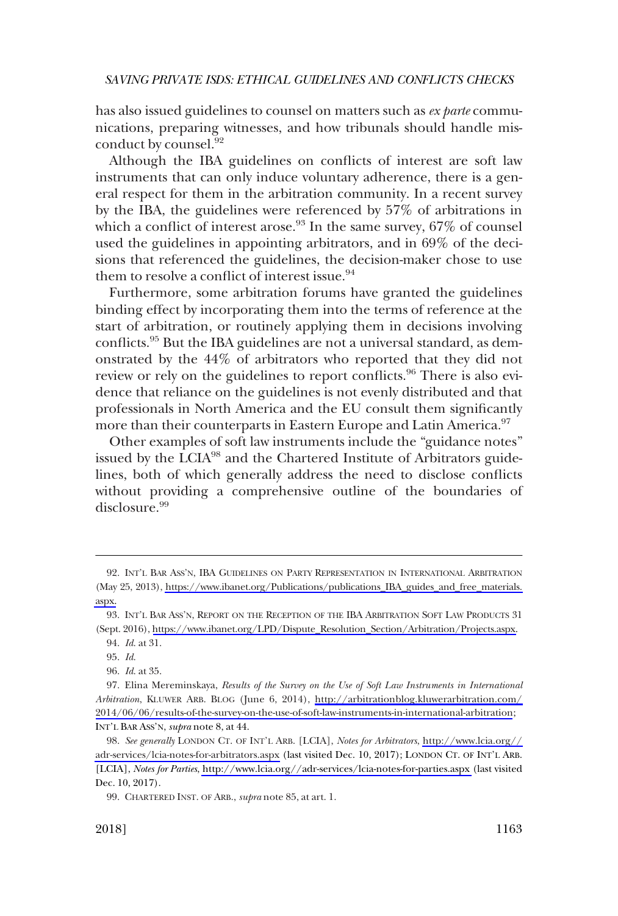has also issued guidelines to counsel on matters such as *ex parte* communications, preparing witnesses, and how tribunals should handle misconduct by counsel.[92]

Although the IBA guidelines on conflicts of interest are soft law instruments that can only induce voluntary adherence, there is a general respect for them in the arbitration community. In a recent survey by the IBA, the guidelines were referenced by 57% of arbitrations in which a conflict of interest arose.[93] In the same survey, 67% of counsel used the guidelines in appointing arbitrators, and in 69% of the decisions that referenced the guidelines, the decision-maker chose to use them to resolve a conflict of interest issue.[94]

Furthermore, some arbitration forums have granted the guidelines binding effect by incorporating them into the terms of reference at the start of arbitration, or routinely applying them in decisions involving conflicts.[95] But the IBA guidelines are not a universal standard, as demonstrated by the 44% of arbitrators who reported that they did not review or rely on the guidelines to report conflicts.[96] There is also evidence that reliance on the guidelines is not evenly distributed and that professionals in North America and the EU consult them significantly more than their counterparts in Eastern Europe and Latin America.[97]

Other examples of soft law instruments include the "guidance notes" issued by the LCIA[98] and the Chartered Institute of Arbitrators guidelines, both of which generally address the need to disclose conflicts without providing a comprehensive outline of the boundaries of disclosure.[99]

---

92. INT'L BAR ASS'N, IBA GUIDELINES ON PARTY REPRESENTATION IN INTERNATIONAL ARBITRATION (May 25, 2013), https://www.ibanet.org/Publications/publications_IBA_guides_and_free_materials.aspx.

93. INT'L BAR ASS'N, REPORT ON THE RECEPTION OF THE IBA ARBITRATION SOFT LAW PRODUCTS 31 (Sept. 2016), https://www.ibanet.org/LPD/Dispute_Resolution_Section/Arbitration/Projects.aspx.

94. *Id.* at 31.

95. *Id.*

96. *Id.* at 35.

97. Elina Mereminskaya, *Results of the Survey on the Use of Soft Law Instruments in International Arbitration*, KLUWER ARB. BLOG (June 6, 2014), http://arbitrationblog.kluwerarbitration.com/2014/06/06/results-of-the-survey-on-the-use-of-soft-law-instruments-in-international-arbitration; INT'L BAR ASS'N, *supra* note 8, at 44.

98. *See generally* LONDON CT. OF INT'L ARB. [LCIA], *Notes for Arbitrators*, http://www.lcia.org//adr-services/lcia-notes-for-arbitrators.aspx (last visited Dec. 10, 2017); LONDON CT. OF INT'L ARB. [LCIA], *Notes for Parties*, http://www.lcia.org//adr-services/lcia-notes-for-parties.aspx (last visited Dec. 10, 2017).

99. CHARTERED INST. OF ARB., *supra* note 85, at art. 1.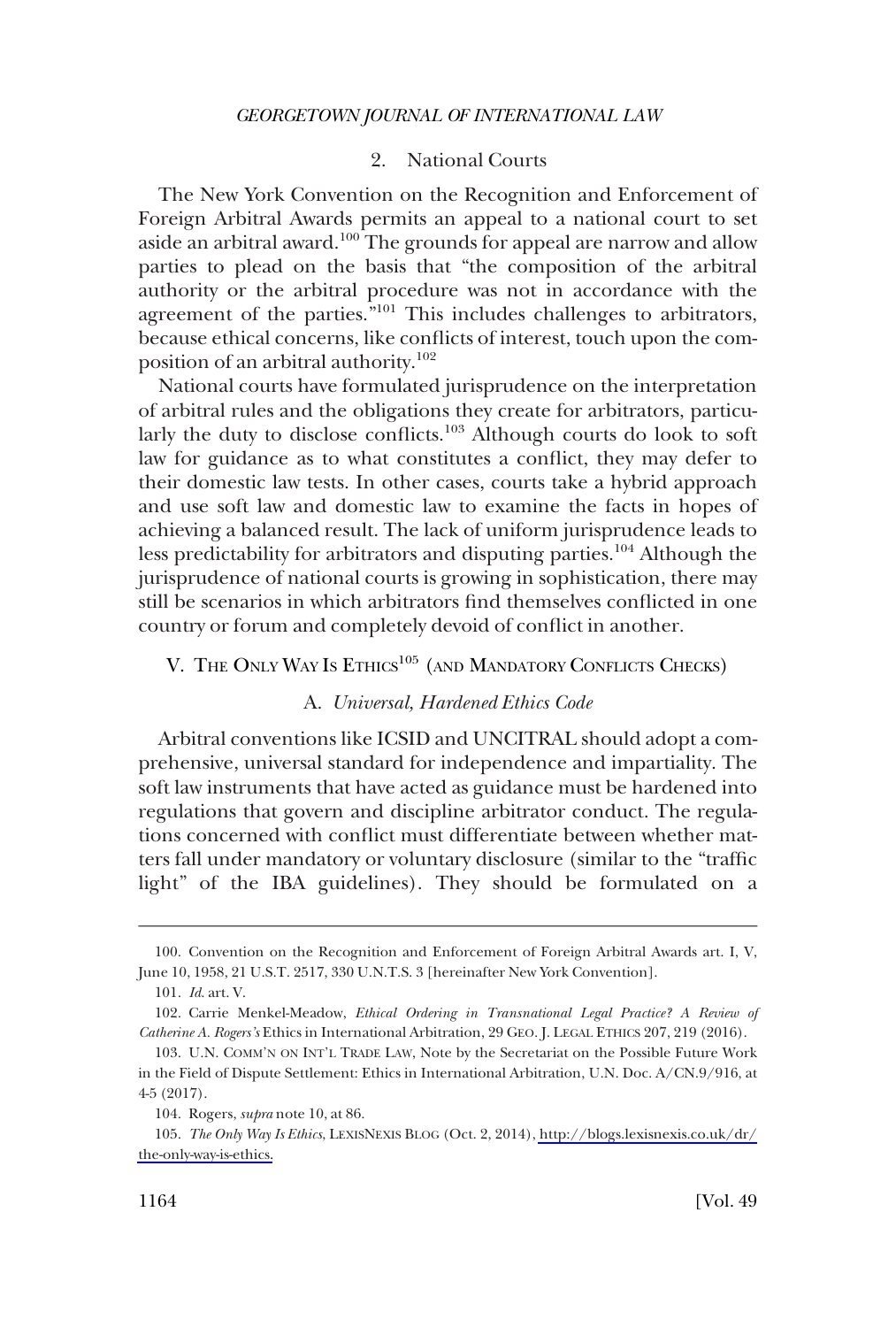### 2. National Courts

The New York Convention on the Recognition and Enforcement of Foreign Arbitral Awards permits an appeal to a national court to set aside an arbitral award.[100] The grounds for appeal are narrow and allow parties to plead on the basis that "the composition of the arbitral authority or the arbitral procedure was not in accordance with the agreement of the parties."[101] This includes challenges to arbitrators, because ethical concerns, like conflicts of interest, touch upon the composition of an arbitral authority.[102]

National courts have formulated jurisprudence on the interpretation of arbitral rules and the obligations they create for arbitrators, particularly the duty to disclose conflicts.[103] Although courts do look to soft law for guidance as to what constitutes a conflict, they may defer to their domestic law tests. In other cases, courts take a hybrid approach and use soft law and domestic law to examine the facts in hopes of achieving a balanced result. The lack of uniform jurisprudence leads to less predictability for arbitrators and disputing parties.[104] Although the jurisprudence of national courts is growing in sophistication, there may still be scenarios in which arbitrators find themselves conflicted in one country or forum and completely devoid of conflict in another.

## V. The Only Way Is Ethics[105] (and Mandatory Conflicts Checks)

### A. *Universal, Hardened Ethics Code*

Arbitral conventions like ICSID and UNCITRAL should adopt a comprehensive, universal standard for independence and impartiality. The soft law instruments that have acted as guidance must be hardened into regulations that govern and discipline arbitrator conduct. The regulations concerned with conflict must differentiate between whether matters fall under mandatory or voluntary disclosure (similar to the "traffic light" of the IBA guidelines). They should be formulated on a

---

100. Convention on the Recognition and Enforcement of Foreign Arbitral Awards art. I, V, June 10, 1958, 21 U.S.T. 2517, 330 U.N.T.S. 3 [hereinafter New York Convention].

101. *Id.* art. V.

102. Carrie Menkel-Meadow, *Ethical Ordering in Transnational Legal Practice? A Review of Catherine A. Rogers's* Ethics in International Arbitration, 29 GEO. J. LEGAL ETHICS 207, 219 (2016).

103. U.N. COMM'N ON INT'L TRADE LAW, Note by the Secretariat on the Possible Future Work in the Field of Dispute Settlement: Ethics in International Arbitration, U.N. Doc. A/CN.9/916, at 4-5 (2017).

104. Rogers, *supra* note 10, at 86.

105. *The Only Way Is Ethics*, LEXISNEXIS BLOG (Oct. 2, 2014), http://blogs.lexisnexis.co.uk/dr/the-only-way-is-ethics.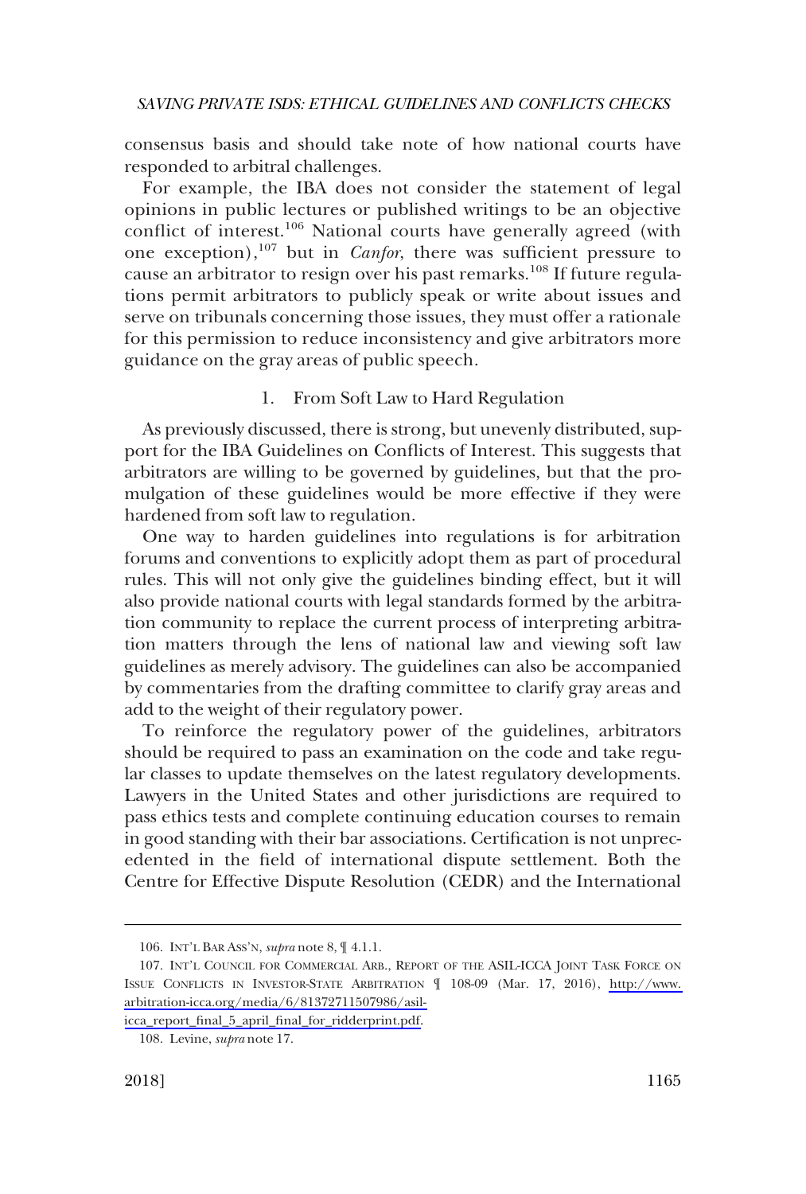consensus basis and should take note of how national courts have responded to arbitral challenges.

For example, the IBA does not consider the statement of legal opinions in public lectures or published writings to be an objective conflict of interest.[106] National courts have generally agreed (with one exception),[107] but in *Canfor*, there was sufficient pressure to cause an arbitrator to resign over his past remarks.[108] If future regulations permit arbitrators to publicly speak or write about issues and serve on tribunals concerning those issues, they must offer a rationale for this permission to reduce inconsistency and give arbitrators more guidance on the gray areas of public speech.

### 1. From Soft Law to Hard Regulation

As previously discussed, there is strong, but unevenly distributed, support for the IBA Guidelines on Conflicts of Interest. This suggests that arbitrators are willing to be governed by guidelines, but that the promulgation of these guidelines would be more effective if they were hardened from soft law to regulation.

One way to harden guidelines into regulations is for arbitration forums and conventions to explicitly adopt them as part of procedural rules. This will not only give the guidelines binding effect, but it will also provide national courts with legal standards formed by the arbitration community to replace the current process of interpreting arbitration matters through the lens of national law and viewing soft law guidelines as merely advisory. The guidelines can also be accompanied by commentaries from the drafting committee to clarify gray areas and add to the weight of their regulatory power.

To reinforce the regulatory power of the guidelines, arbitrators should be required to pass an examination on the code and take regular classes to update themselves on the latest regulatory developments. Lawyers in the United States and other jurisdictions are required to pass ethics tests and complete continuing education courses to remain in good standing with their bar associations. Certification is not unprecedented in the field of international dispute settlement. Both the Centre for Effective Dispute Resolution (CEDR) and the International

---

106. INT'L BAR ASS'N, *supra* note 8, ¶ 4.1.1.

107. INT'L COUNCIL FOR COMMERCIAL ARB., REPORT OF THE ASIL-ICCA JOINT TASK FORCE ON ISSUE CONFLICTS IN INVESTOR-STATE ARBITRATION ¶ 108-09 (Mar. 17, 2016), http://www.arbitration-icca.org/media/6/81372711507986/asil-icca_report_final_5_april_final_for_ridderprint.pdf.

108. Levine, *supra* note 17.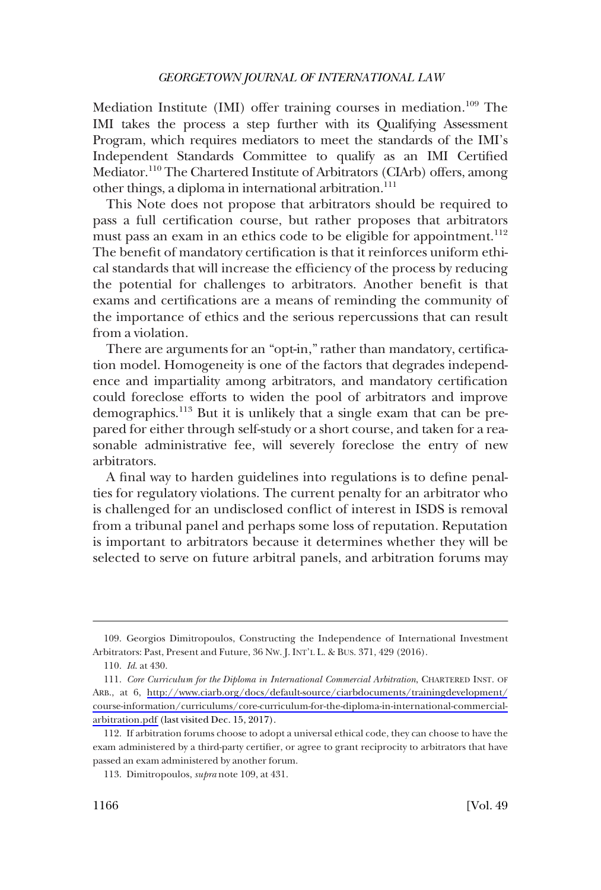Mediation Institute (IMI) offer training courses in mediation.[109] The IMI takes the process a step further with its Qualifying Assessment Program, which requires mediators to meet the standards of the IMI's Independent Standards Committee to qualify as an IMI Certified Mediator.[110] The Chartered Institute of Arbitrators (CIArb) offers, among other things, a diploma in international arbitration.[111]

This Note does not propose that arbitrators should be required to pass a full certification course, but rather proposes that arbitrators must pass an exam in an ethics code to be eligible for appointment.[112] The benefit of mandatory certification is that it reinforces uniform ethical standards that will increase the efficiency of the process by reducing the potential for challenges to arbitrators. Another benefit is that exams and certifications are a means of reminding the community of the importance of ethics and the serious repercussions that can result from a violation.

There are arguments for an "opt-in," rather than mandatory, certification model. Homogeneity is one of the factors that degrades independence and impartiality among arbitrators, and mandatory certification could foreclose efforts to widen the pool of arbitrators and improve demographics.[113] But it is unlikely that a single exam that can be prepared for either through self-study or a short course, and taken for a reasonable administrative fee, will severely foreclose the entry of new arbitrators.

A final way to harden guidelines into regulations is to define penalties for regulatory violations. The current penalty for an arbitrator who is challenged for an undisclosed conflict of interest in ISDS is removal from a tribunal panel and perhaps some loss of reputation. Reputation is important to arbitrators because it determines whether they will be selected to serve on future arbitral panels, and arbitration forums may

---

109. Georgios Dimitropoulos, Constructing the Independence of International Investment Arbitrators: Past, Present and Future, 36 NW. J. INT'L L. & BUS. 371, 429 (2016).

110. *Id*. at 430.

111. *Core Curriculum for the Diploma in International Commercial Arbitration*, CHARTERED INST. OF ARB., at 6, http://www.ciarb.org/docs/default-source/ciarbdocuments/trainingdevelopment/course-information/curriculums/core-curriculum-for-the-diploma-in-international-commercial-arbitration.pdf (last visited Dec. 15, 2017).

112. If arbitration forums choose to adopt a universal ethical code, they can choose to have the exam administered by a third-party certifier, or agree to grant reciprocity to arbitrators that have passed an exam administered by another forum.

113. Dimitropoulos, *supra* note 109, at 431.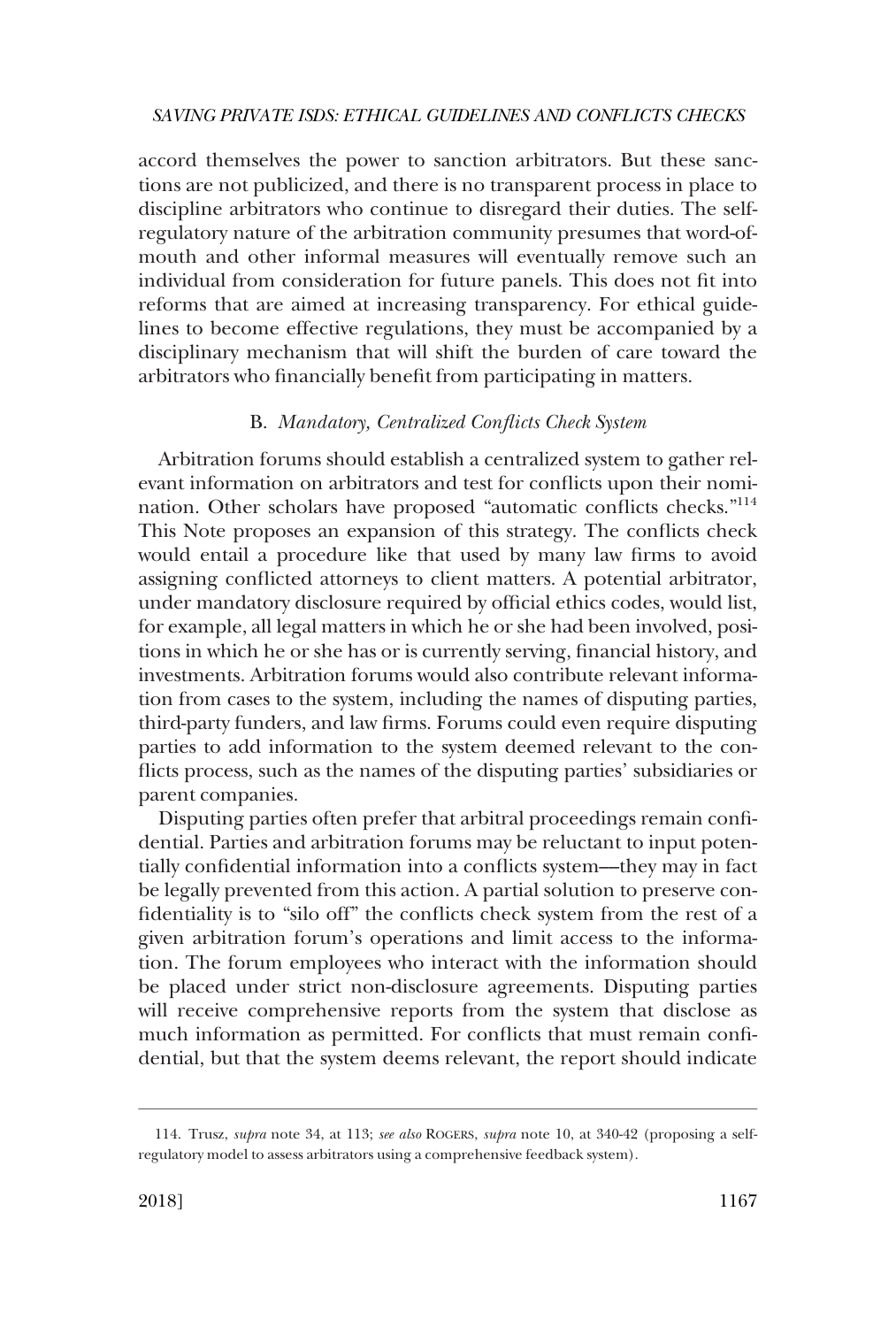accord themselves the power to sanction arbitrators. But these sanctions are not publicized, and there is no transparent process in place to discipline arbitrators who continue to disregard their duties. The self-regulatory nature of the arbitration community presumes that word-of-mouth and other informal measures will eventually remove such an individual from consideration for future panels. This does not fit into reforms that are aimed at increasing transparency. For ethical guidelines to become effective regulations, they must be accompanied by a disciplinary mechanism that will shift the burden of care toward the arbitrators who financially benefit from participating in matters.

### B. *Mandatory, Centralized Conflicts Check System*

Arbitration forums should establish a centralized system to gather relevant information on arbitrators and test for conflicts upon their nomination. Other scholars have proposed "automatic conflicts checks."[114] This Note proposes an expansion of this strategy. The conflicts check would entail a procedure like that used by many law firms to avoid assigning conflicted attorneys to client matters. A potential arbitrator, under mandatory disclosure required by official ethics codes, would list, for example, all legal matters in which he or she had been involved, positions in which he or she has or is currently serving, financial history, and investments. Arbitration forums would also contribute relevant information from cases to the system, including the names of disputing parties, third-party funders, and law firms. Forums could even require disputing parties to add information to the system deemed relevant to the conflicts process, such as the names of the disputing parties' subsidiaries or parent companies.

Disputing parties often prefer that arbitral proceedings remain confidential. Parties and arbitration forums may be reluctant to input potentially confidential information into a conflicts system—they may in fact be legally prevented from this action. A partial solution to preserve confidentiality is to "silo off" the conflicts check system from the rest of a given arbitration forum's operations and limit access to the information. The forum employees who interact with the information should be placed under strict non-disclosure agreements. Disputing parties will receive comprehensive reports from the system that disclose as much information as permitted. For conflicts that must remain confidential, but that the system deems relevant, the report should indicate

---

114. Trusz, *supra* note 34, at 113; *see also* ROGERS, *supra* note 10, at 340-42 (proposing a self-regulatory model to assess arbitrators using a comprehensive feedback system).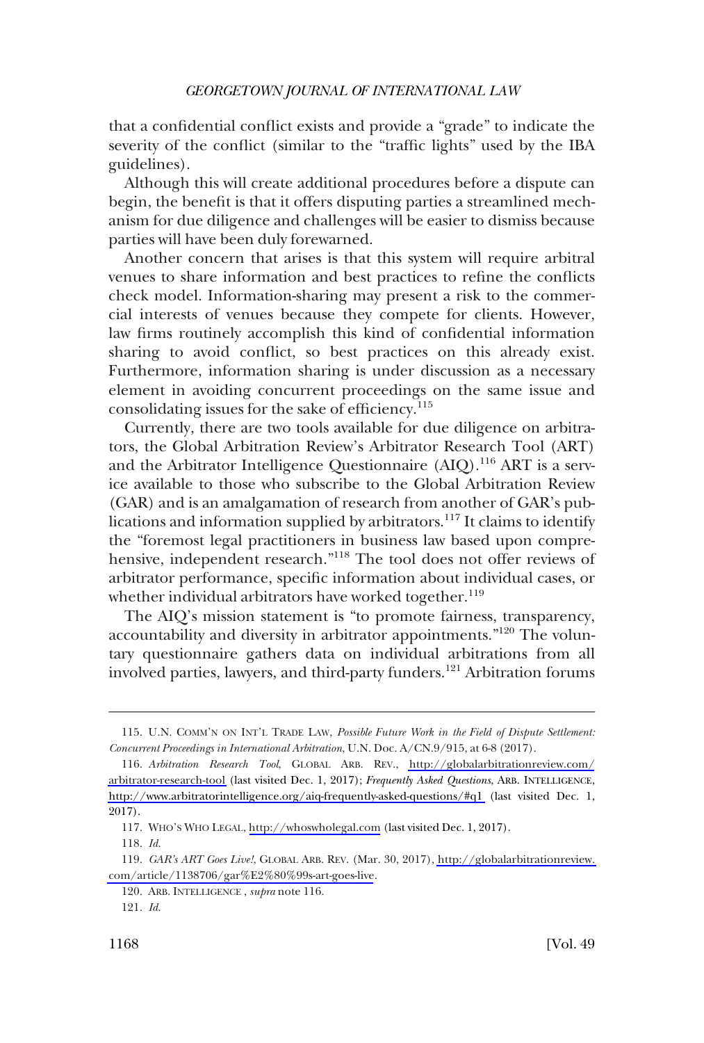that a confidential conflict exists and provide a "grade" to indicate the severity of the conflict (similar to the "traffic lights" used by the IBA guidelines).

Although this will create additional procedures before a dispute can begin, the benefit is that it offers disputing parties a streamlined mechanism for due diligence and challenges will be easier to dismiss because parties will have been duly forewarned.

Another concern that arises is that this system will require arbitral venues to share information and best practices to refine the conflicts check model. Information-sharing may present a risk to the commercial interests of venues because they compete for clients. However, law firms routinely accomplish this kind of confidential information sharing to avoid conflict, so best practices on this already exist. Furthermore, information sharing is under discussion as a necessary element in avoiding concurrent proceedings on the same issue and consolidating issues for the sake of efficiency.[115]

Currently, there are two tools available for due diligence on arbitrators, the Global Arbitration Review's Arbitrator Research Tool (ART) and the Arbitrator Intelligence Questionnaire (AIQ).[116] ART is a service available to those who subscribe to the Global Arbitration Review (GAR) and is an amalgamation of research from another of GAR's publications and information supplied by arbitrators.[117] It claims to identify the "foremost legal practitioners in business law based upon comprehensive, independent research."[118] The tool does not offer reviews of arbitrator performance, specific information about individual cases, or whether individual arbitrators have worked together.[119]

The AIQ's mission statement is "to promote fairness, transparency, accountability and diversity in arbitrator appointments."[120] The voluntary questionnaire gathers data on individual arbitrations from all involved parties, lawyers, and third-party funders.[121] Arbitration forums

---

115. U.N. COMM'N ON INT'L TRADE LAW, *Possible Future Work in the Field of Dispute Settlement: Concurrent Proceedings in International Arbitration*, U.N. Doc. A/CN.9/915, at 6-8 (2017).

116. *Arbitration Research Tool*, GLOBAL ARB. REV., http://globalarbitrationreview.com/arbitrator-research-tool (last visited Dec. 1, 2017); *Frequently Asked Questions*, ARB. INTELLIGENCE, http://www.arbitratorintelligence.org/aiq-frequently-asked-questions/#q1 (last visited Dec. 1, 2017).

117. WHO'S WHO LEGAL, http://whoswholegal.com (last visited Dec. 1, 2017).

118. *Id.*

119. *GAR's ART Goes Live!*, GLOBAL ARB. REV. (Mar. 30, 2017), http://globalarbitrationreview.com/article/1138706/gar%E2%80%99s-art-goes-live.

120. ARB. INTELLIGENCE , *supra* note 116.

121. *Id.*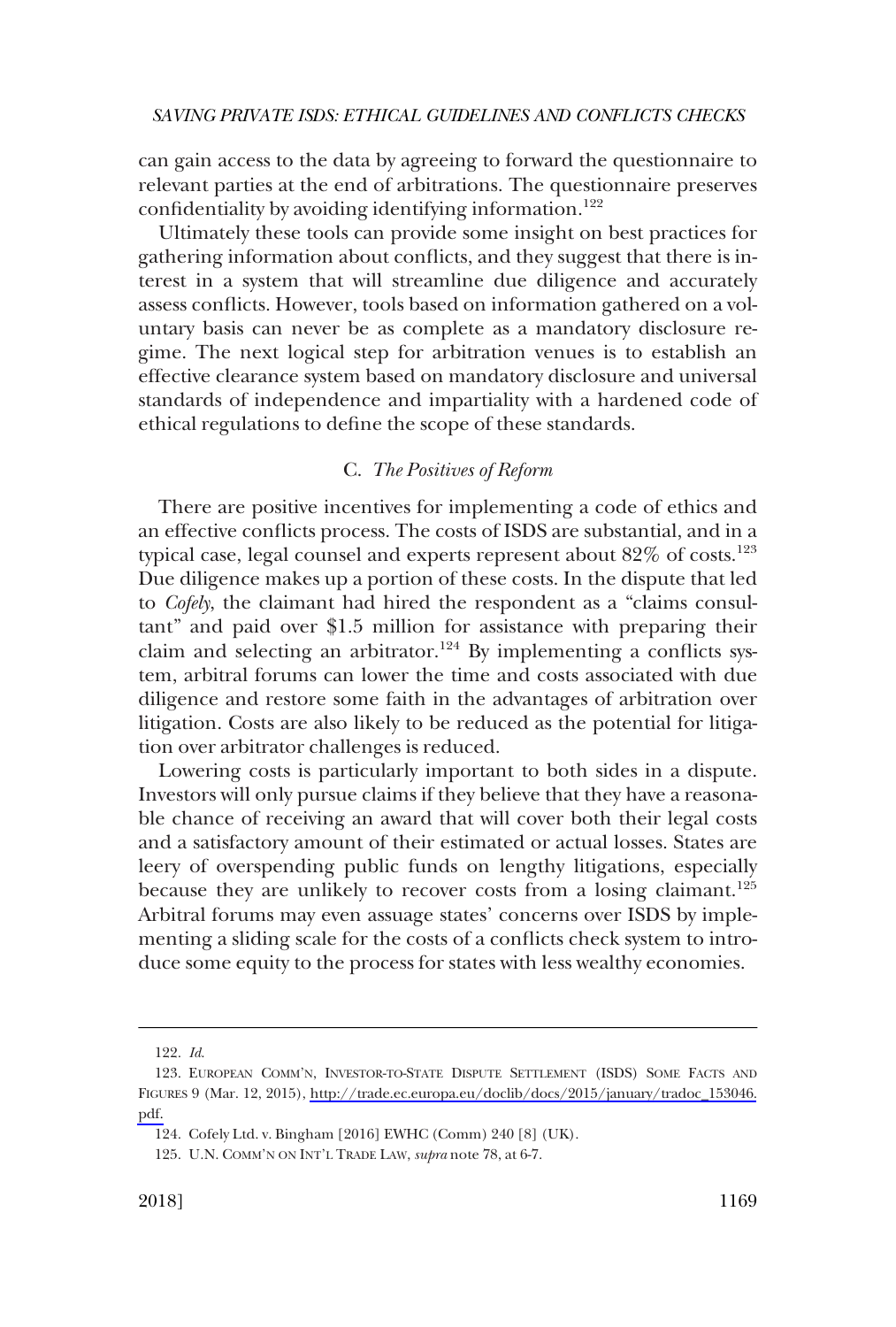can gain access to the data by agreeing to forward the questionnaire to relevant parties at the end of arbitrations. The questionnaire preserves confidentiality by avoiding identifying information.[122]

Ultimately these tools can provide some insight on best practices for gathering information about conflicts, and they suggest that there is interest in a system that will streamline due diligence and accurately assess conflicts. However, tools based on information gathered on a voluntary basis can never be as complete as a mandatory disclosure regime. The next logical step for arbitration venues is to establish an effective clearance system based on mandatory disclosure and universal standards of independence and impartiality with a hardened code of ethical regulations to define the scope of these standards.

### C. *The Positives of Reform*

There are positive incentives for implementing a code of ethics and an effective conflicts process. The costs of ISDS are substantial, and in a typical case, legal counsel and experts represent about 82% of costs.[123] Due diligence makes up a portion of these costs. In the dispute that led to *Cofely*, the claimant had hired the respondent as a "claims consultant" and paid over $1.5 million for assistance with preparing their claim and selecting an arbitrator.[124] By implementing a conflicts system, arbitral forums can lower the time and costs associated with due diligence and restore some faith in the advantages of arbitration over litigation. Costs are also likely to be reduced as the potential for litigation over arbitrator challenges is reduced.

Lowering costs is particularly important to both sides in a dispute. Investors will only pursue claims if they believe that they have a reasonable chance of receiving an award that will cover both their legal costs and a satisfactory amount of their estimated or actual losses. States are leery of overspending public funds on lengthy litigations, especially because they are unlikely to recover costs from a losing claimant.[125] Arbitral forums may even assuage states' concerns over ISDS by implementing a sliding scale for the costs of a conflicts check system to introduce some equity to the process for states with less wealthy economies.

---

122. *Id.*

123. EUROPEAN COMM'N, INVESTOR-TO-STATE DISPUTE SETTLEMENT (ISDS) SOME FACTS AND FIGURES 9 (Mar. 12, 2015), http://trade.ec.europa.eu/doclib/docs/2015/january/tradoc_153046.pdf.

124. Cofely Ltd. v. Bingham [2016] EWHC (Comm) 240 [8] (UK).

125. U.N. COMM'N ON INT'L TRADE LAW, *supra* note 78, at 6-7.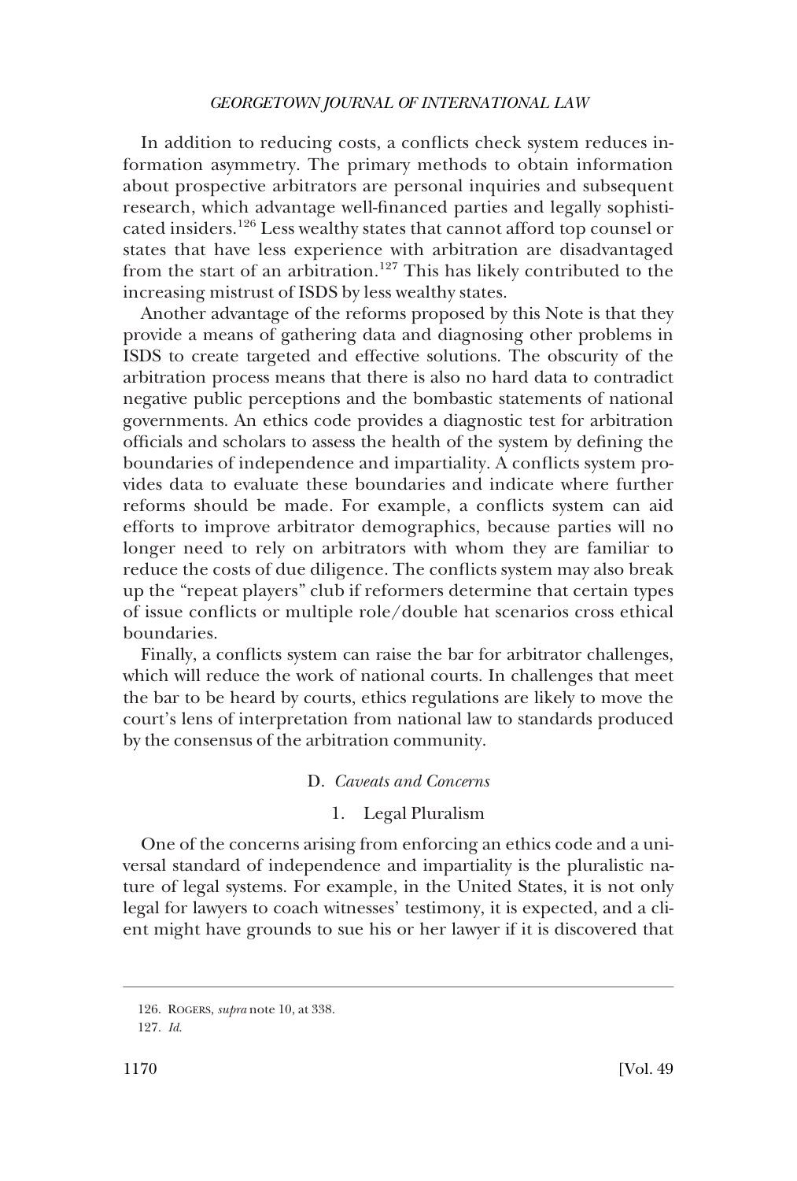In addition to reducing costs, a conflicts check system reduces information asymmetry. The primary methods to obtain information about prospective arbitrators are personal inquiries and subsequent research, which advantage well-financed parties and legally sophisticated insiders.[126] Less wealthy states that cannot afford top counsel or states that have less experience with arbitration are disadvantaged from the start of an arbitration.[127] This has likely contributed to the increasing mistrust of ISDS by less wealthy states.

Another advantage of the reforms proposed by this Note is that they provide a means of gathering data and diagnosing other problems in ISDS to create targeted and effective solutions. The obscurity of the arbitration process means that there is also no hard data to contradict negative public perceptions and the bombastic statements of national governments. An ethics code provides a diagnostic test for arbitration officials and scholars to assess the health of the system by defining the boundaries of independence and impartiality. A conflicts system provides data to evaluate these boundaries and indicate where further reforms should be made. For example, a conflicts system can aid efforts to improve arbitrator demographics, because parties will no longer need to rely on arbitrators with whom they are familiar to reduce the costs of due diligence. The conflicts system may also break up the "repeat players" club if reformers determine that certain types of issue conflicts or multiple role/double hat scenarios cross ethical boundaries.

Finally, a conflicts system can raise the bar for arbitrator challenges, which will reduce the work of national courts. In challenges that meet the bar to be heard by courts, ethics regulations are likely to move the court's lens of interpretation from national law to standards produced by the consensus of the arbitration community.

### D. *Caveats and Concerns*

#### 1. Legal Pluralism

One of the concerns arising from enforcing an ethics code and a universal standard of independence and impartiality is the pluralistic nature of legal systems. For example, in the United States, it is not only legal for lawyers to coach witnesses' testimony, it is expected, and a client might have grounds to sue his or her lawyer if it is discovered that

---

126. Rogers, *supra* note 10, at 338.

127. *Id.*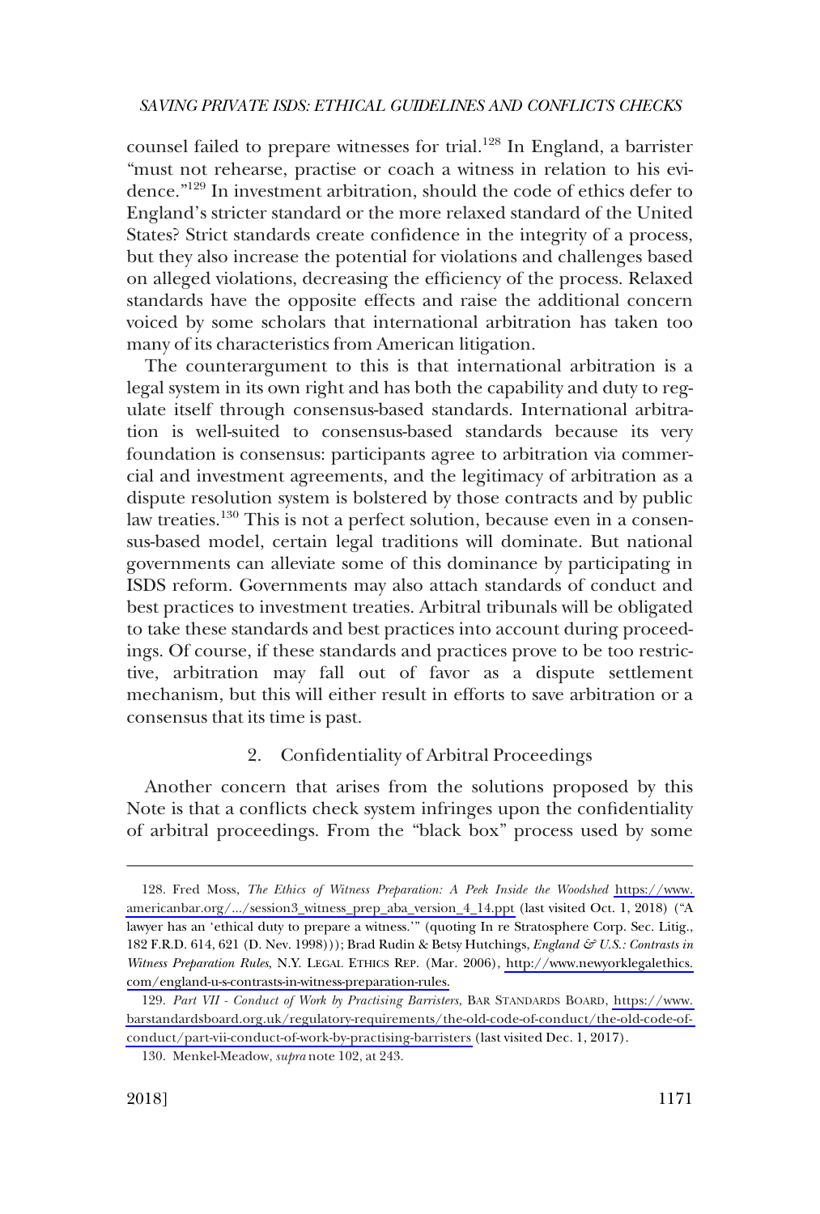counsel failed to prepare witnesses for trial.[128] In England, a barrister "must not rehearse, practise or coach a witness in relation to his evidence."[129] In investment arbitration, should the code of ethics defer to England's stricter standard or the more relaxed standard of the United States? Strict standards create confidence in the integrity of a process, but they also increase the potential for violations and challenges based on alleged violations, decreasing the efficiency of the process. Relaxed standards have the opposite effects and raise the additional concern voiced by some scholars that international arbitration has taken too many of its characteristics from American litigation.

The counterargument to this is that international arbitration is a legal system in its own right and has both the capability and duty to regulate itself through consensus-based standards. International arbitration is well-suited to consensus-based standards because its very foundation is consensus: participants agree to arbitration via commercial and investment agreements, and the legitimacy of arbitration as a dispute resolution system is bolstered by those contracts and by public law treaties.[130] This is not a perfect solution, because even in a consensus-based model, certain legal traditions will dominate. But national governments can alleviate some of this dominance by participating in ISDS reform. Governments may also attach standards of conduct and best practices to investment treaties. Arbitral tribunals will be obligated to take these standards and best practices into account during proceedings. Of course, if these standards and practices prove to be too restrictive, arbitration may fall out of favor as a dispute settlement mechanism, but this will either result in efforts to save arbitration or a consensus that its time is past.

### 2. Confidentiality of Arbitral Proceedings

Another concern that arises from the solutions proposed by this Note is that a conflicts check system infringes upon the confidentiality of arbitral proceedings. From the "black box" process used by some

---

128. Fred Moss, *The Ethics of Witness Preparation: A Peek Inside the Woodshed* https://www.americanbar.org/.../session3_witness_prep_aba_version_4_14.ppt (last visited Oct. 1, 2018) ("A lawyer has an 'ethical duty to prepare a witness.'" (quoting In re Stratosphere Corp. Sec. Litig., 182 F.R.D. 614, 621 (D. Nev. 1998))); Brad Rudin & Betsy Hutchings, *England & U.S.: Contrasts in Witness Preparation Rules*, N.Y. LEGAL ETHICS REP. (Mar. 2006), http://www.newyorklegalethics.com/england-u-s-contrasts-in-witness-preparation-rules.

129. *Part VII - Conduct of Work by Practising Barristers*, BAR STANDARDS BOARD, https://www.barstandardsboard.org.uk/regulatory-requirements/the-old-code-of-conduct/the-old-code-of-conduct/part-vii-conduct-of-work-by-practising-barristers (last visited Dec. 1, 2017).

130. Menkel-Meadow, *supra* note 102, at 243.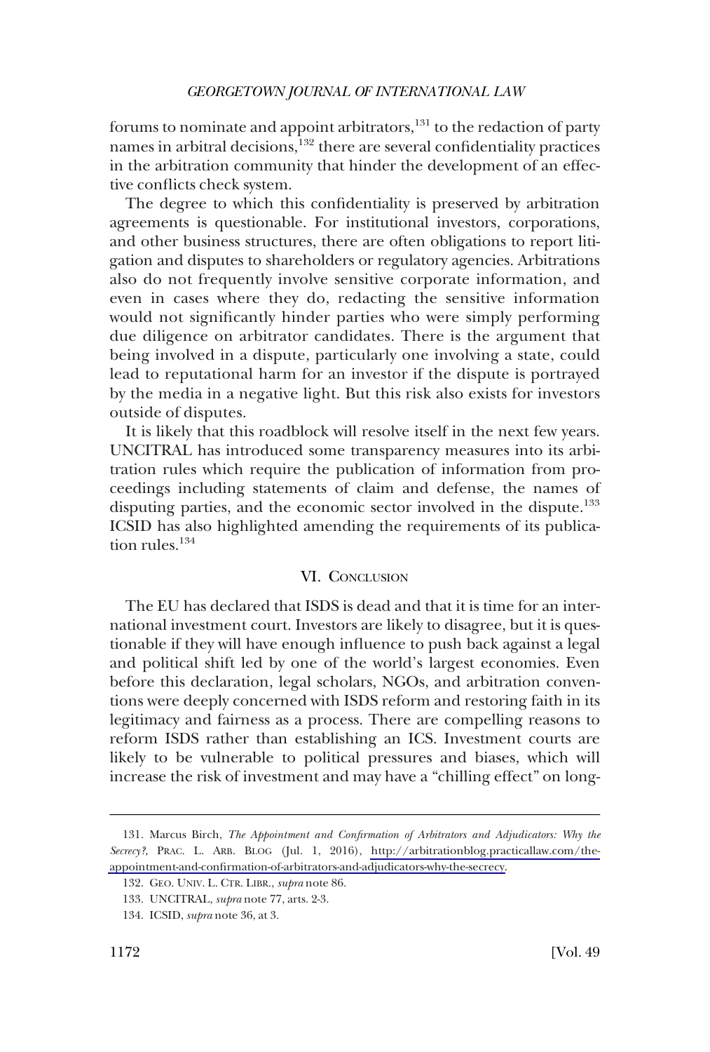forums to nominate and appoint arbitrators,[131] to the redaction of party names in arbitral decisions,[132] there are several confidentiality practices in the arbitration community that hinder the development of an effective conflicts check system.

The degree to which this confidentiality is preserved by arbitration agreements is questionable. For institutional investors, corporations, and other business structures, there are often obligations to report litigation and disputes to shareholders or regulatory agencies. Arbitrations also do not frequently involve sensitive corporate information, and even in cases where they do, redacting the sensitive information would not significantly hinder parties who were simply performing due diligence on arbitrator candidates. There is the argument that being involved in a dispute, particularly one involving a state, could lead to reputational harm for an investor if the dispute is portrayed by the media in a negative light. But this risk also exists for investors outside of disputes.

It is likely that this roadblock will resolve itself in the next few years. UNCITRAL has introduced some transparency measures into its arbitration rules which require the publication of information from proceedings including statements of claim and defense, the names of disputing parties, and the economic sector involved in the dispute.[133] ICSID has also highlighted amending the requirements of its publication rules.[134]

## VI. Conclusion

The EU has declared that ISDS is dead and that it is time for an international investment court. Investors are likely to disagree, but it is questionable if they will have enough influence to push back against a legal and political shift led by one of the world's largest economies. Even before this declaration, legal scholars, NGOs, and arbitration conventions were deeply concerned with ISDS reform and restoring faith in its legitimacy and fairness as a process. There are compelling reasons to reform ISDS rather than establishing an ICS. Investment courts are likely to be vulnerable to political pressures and biases, which will increase the risk of investment and may have a "chilling effect" on long-

---

131. Marcus Birch, *The Appointment and Confirmation of Arbitrators and Adjudicators: Why the Secrecy?*, PRAC. L. ARB. BLOG (Jul. 1, 2016), http://arbitrationblog.practicallaw.com/the-appointment-and-confirmation-of-arbitrators-and-adjudicators-why-the-secrecy.

132. GEO. UNIV. L. CTR. LIBR., *supra* note 86.

133. UNCITRAL, *supra* note 77, arts. 2-3.

134. ICSID, *supra* note 36, at 3.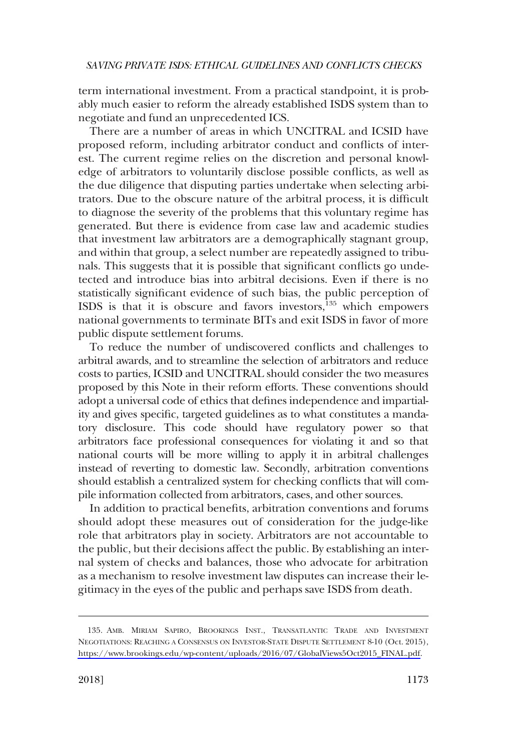term international investment. From a practical standpoint, it is probably much easier to reform the already established ISDS system than to negotiate and fund an unprecedented ICS.

There are a number of areas in which UNCITRAL and ICSID have proposed reform, including arbitrator conduct and conflicts of interest. The current regime relies on the discretion and personal knowledge of arbitrators to voluntarily disclose possible conflicts, as well as the due diligence that disputing parties undertake when selecting arbitrators. Due to the obscure nature of the arbitral process, it is difficult to diagnose the severity of the problems that this voluntary regime has generated. But there is evidence from case law and academic studies that investment law arbitrators are a demographically stagnant group, and within that group, a select number are repeatedly assigned to tribunals. This suggests that it is possible that significant conflicts go undetected and introduce bias into arbitral decisions. Even if there is no statistically significant evidence of such bias, the public perception of ISDS is that it is obscure and favors investors,[135] which empowers national governments to terminate BITs and exit ISDS in favor of more public dispute settlement forums.

To reduce the number of undiscovered conflicts and challenges to arbitral awards, and to streamline the selection of arbitrators and reduce costs to parties, ICSID and UNCITRAL should consider the two measures proposed by this Note in their reform efforts. These conventions should adopt a universal code of ethics that defines independence and impartiality and gives specific, targeted guidelines as to what constitutes a mandatory disclosure. This code should have regulatory power so that arbitrators face professional consequences for violating it and so that national courts will be more willing to apply it in arbitral challenges instead of reverting to domestic law. Secondly, arbitration conventions should establish a centralized system for checking conflicts that will compile information collected from arbitrators, cases, and other sources.

In addition to practical benefits, arbitration conventions and forums should adopt these measures out of consideration for the judge-like role that arbitrators play in society. Arbitrators are not accountable to the public, but their decisions affect the public. By establishing an internal system of checks and balances, those who advocate for arbitration as a mechanism to resolve investment law disputes can increase their legitimacy in the eyes of the public and perhaps save ISDS from death.

---

135. AMB. MIRIAM SAPIRO, BROOKINGS INST., TRANSATLANTIC TRADE AND INVESTMENT NEGOTIATIONS: REACHING A CONSENSUS ON INVESTOR-STATE DISPUTE SETTLEMENT 8-10 (Oct. 2015), https://www.brookings.edu/wp-content/uploads/2016/07/GlobalViews5Oct2015_FINAL.pdf.